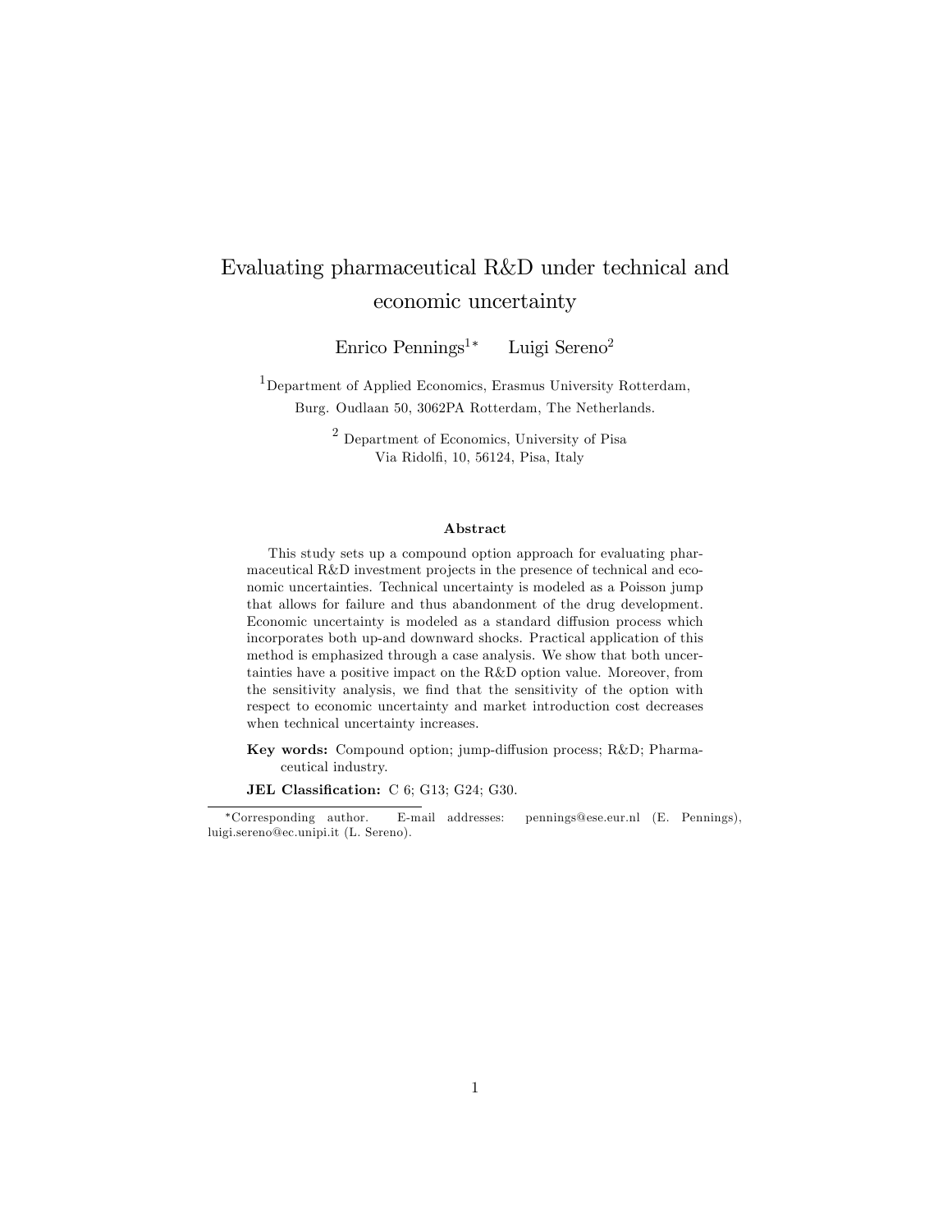# Evaluating pharmaceutical R&D under technical and economic uncertainty

Enrico Pennings[1*] Luigi Sereno[2]

[1]Department of Applied Economics, Erasmus University Rotterdam, Burg. Oudlaan 50, 3062PA Rotterdam, The Netherlands.

[2] Department of Economics, University of Pisa Via Ridolfi, 10, 56124, Pisa, Italy

### Abstract

This study sets up a compound option approach for evaluating pharmaceutical R&D investment projects in the presence of technical and economic uncertainties. Technical uncertainty is modeled as a Poisson jump that allows for failure and thus abandonment of the drug development. Economic uncertainty is modeled as a standard diffusion process which incorporates both up-and downward shocks. Practical application of this method is emphasized through a case analysis. We show that both uncertainties have a positive impact on the R&D option value. Moreover, from the sensitivity analysis, we find that the sensitivity of the option with respect to economic uncertainty and market introduction cost decreases when technical uncertainty increases.

**Key words:** Compound option; jump-diffusion process; R&D; Pharmaceutical industry.

**JEL Classification:** C 6; G13; G24; G30.

---

*Corresponding author. E-mail addresses: pennings@ese.eur.nl (E. Pennings), luigi.sereno@ec.unipi.it (L. Sereno).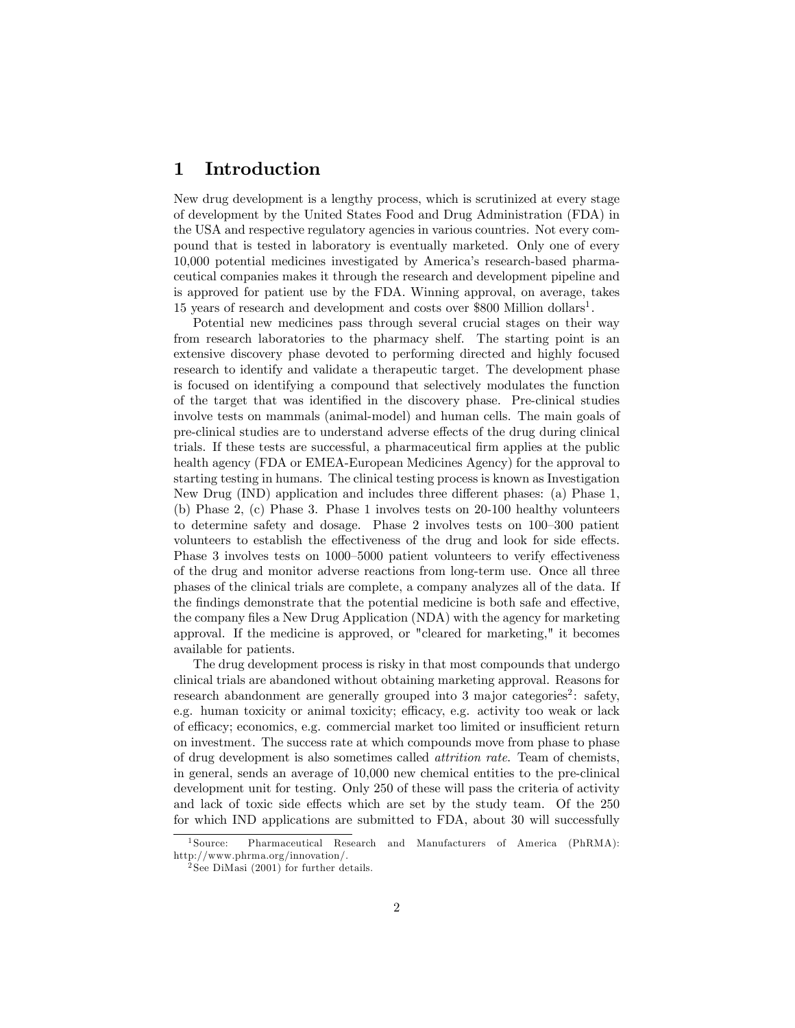# 1 Introduction

New drug development is a lengthy process, which is scrutinized at every stage of development by the United States Food and Drug Administration (FDA) in the USA and respective regulatory agencies in various countries. Not every compound that is tested in laboratory is eventually marketed. Only one of every 10,000 potential medicines investigated by America's research-based pharmaceutical companies makes it through the research and development pipeline and is approved for patient use by the FDA. Winning approval, on average, takes 15 years of research and development and costs over $800 Million dollars[1].

Potential new medicines pass through several crucial stages on their way from research laboratories to the pharmacy shelf. The starting point is an extensive discovery phase devoted to performing directed and highly focused research to identify and validate a therapeutic target. The development phase is focused on identifying a compound that selectively modulates the function of the target that was identified in the discovery phase. Pre-clinical studies involve tests on mammals (animal-model) and human cells. The main goals of pre-clinical studies are to understand adverse effects of the drug during clinical trials. If these tests are successful, a pharmaceutical firm applies at the public health agency (FDA or EMEA-European Medicines Agency) for the approval to starting testing in humans. The clinical testing process is known as Investigation New Drug (IND) application and includes three different phases: (a) Phase 1, (b) Phase 2, (c) Phase 3. Phase 1 involves tests on 20-100 healthy volunteers to determine safety and dosage. Phase 2 involves tests on 100–300 patient volunteers to establish the effectiveness of the drug and look for side effects. Phase 3 involves tests on 1000–5000 patient volunteers to verify effectiveness of the drug and monitor adverse reactions from long-term use. Once all three phases of the clinical trials are complete, a company analyzes all of the data. If the findings demonstrate that the potential medicine is both safe and effective, the company files a New Drug Application (NDA) with the agency for marketing approval. If the medicine is approved, or "cleared for marketing," it becomes available for patients.

The drug development process is risky in that most compounds that undergo clinical trials are abandoned without obtaining marketing approval. Reasons for research abandonment are generally grouped into 3 major categories[2]: safety, e.g. human toxicity or animal toxicity; efficacy, e.g. activity too weak or lack of efficacy; economics, e.g. commercial market too limited or insufficient return on investment. The success rate at which compounds move from phase to phase of drug development is also sometimes called *attrition rate*. Team of chemists, in general, sends an average of 10,000 new chemical entities to the pre-clinical development unit for testing. Only 250 of these will pass the criteria of activity and lack of toxic side effects which are set by the study team. Of the 250 for which IND applications are submitted to FDA, about 30 will successfully

[1] Source: Pharmaceutical Research and Manufacturers of America (PhRMA): http://www.phrma.org/innovation/.

[2] See DiMasi (2001) for further details.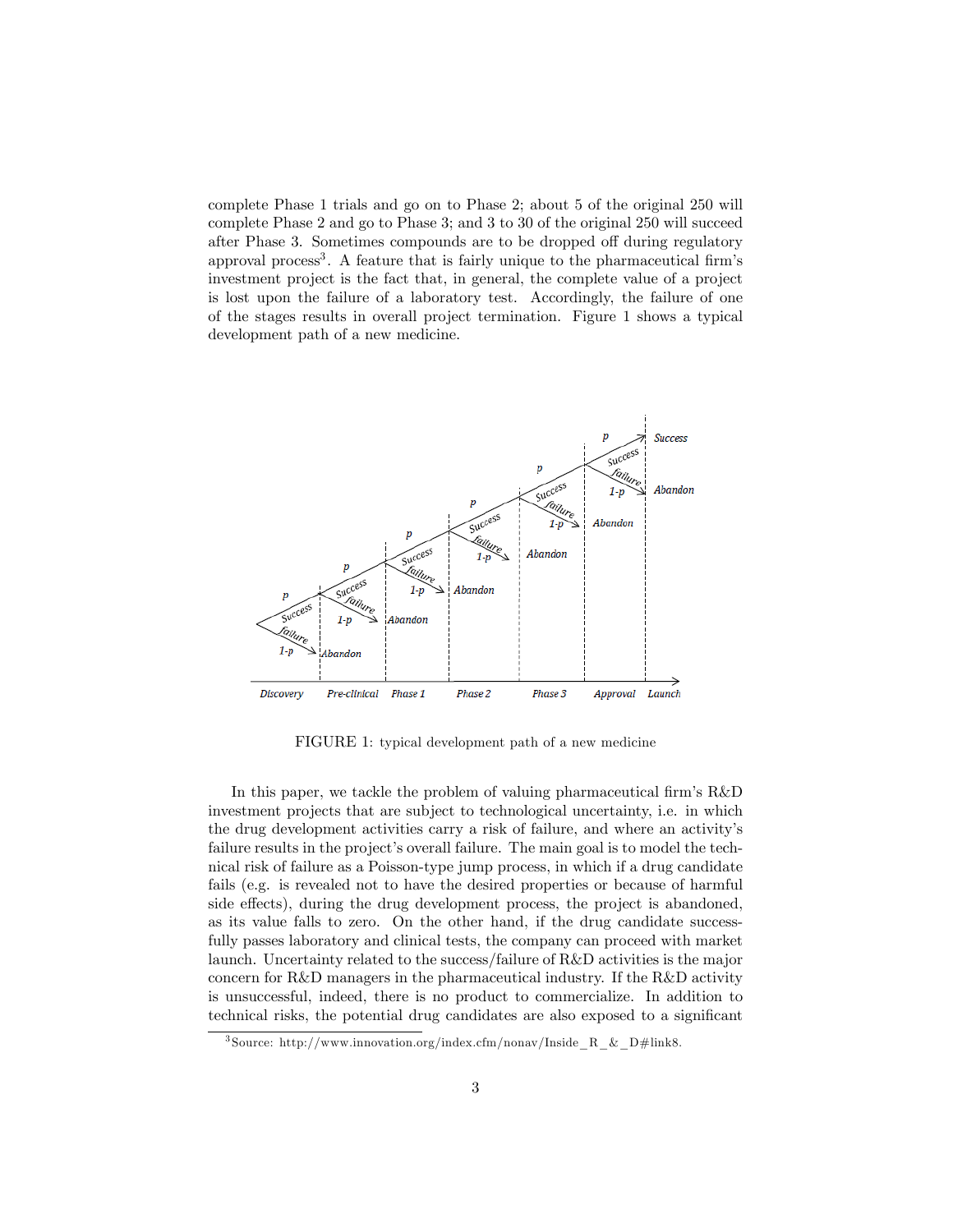complete Phase 1 trials and go on to Phase 2; about 5 of the original 250 will complete Phase 2 and go to Phase 3; and 3 to 30 of the original 250 will succeed after Phase 3. Sometimes compounds are to be dropped off during regulatory approval process[3]. A feature that is fairly unique to the pharmaceutical firm's investment project is the fact that, in general, the complete value of a project is lost upon the failure of a laboratory test. Accordingly, the failure of one of the stages results in overall project termination. Figure 1 shows a typical development path of a new medicine.

FIGURE 1: typical development path of a new medicine

In this paper, we tackle the problem of valuing pharmaceutical firm's R&D investment projects that are subject to technological uncertainty, i.e. in which the drug development activities carry a risk of failure, and where an activity's failure results in the project's overall failure. The main goal is to model the technical risk of failure as a Poisson-type jump process, in which if a drug candidate fails (e.g. is revealed not to have the desired properties or because of harmful side effects), during the drug development process, the project is abandoned, as its value falls to zero. On the other hand, if the drug candidate successfully passes laboratory and clinical tests, the company can proceed with market launch. Uncertainty related to the success/failure of R&D activities is the major concern for R&D managers in the pharmaceutical industry. If the R&D activity is unsuccessful, indeed, there is no product to commercialize. In addition to technical risks, the potential drug candidates are also exposed to a significant

[3] Source: http://www.innovation.org/index.cfm/nonav/Inside_R_&_D#link8.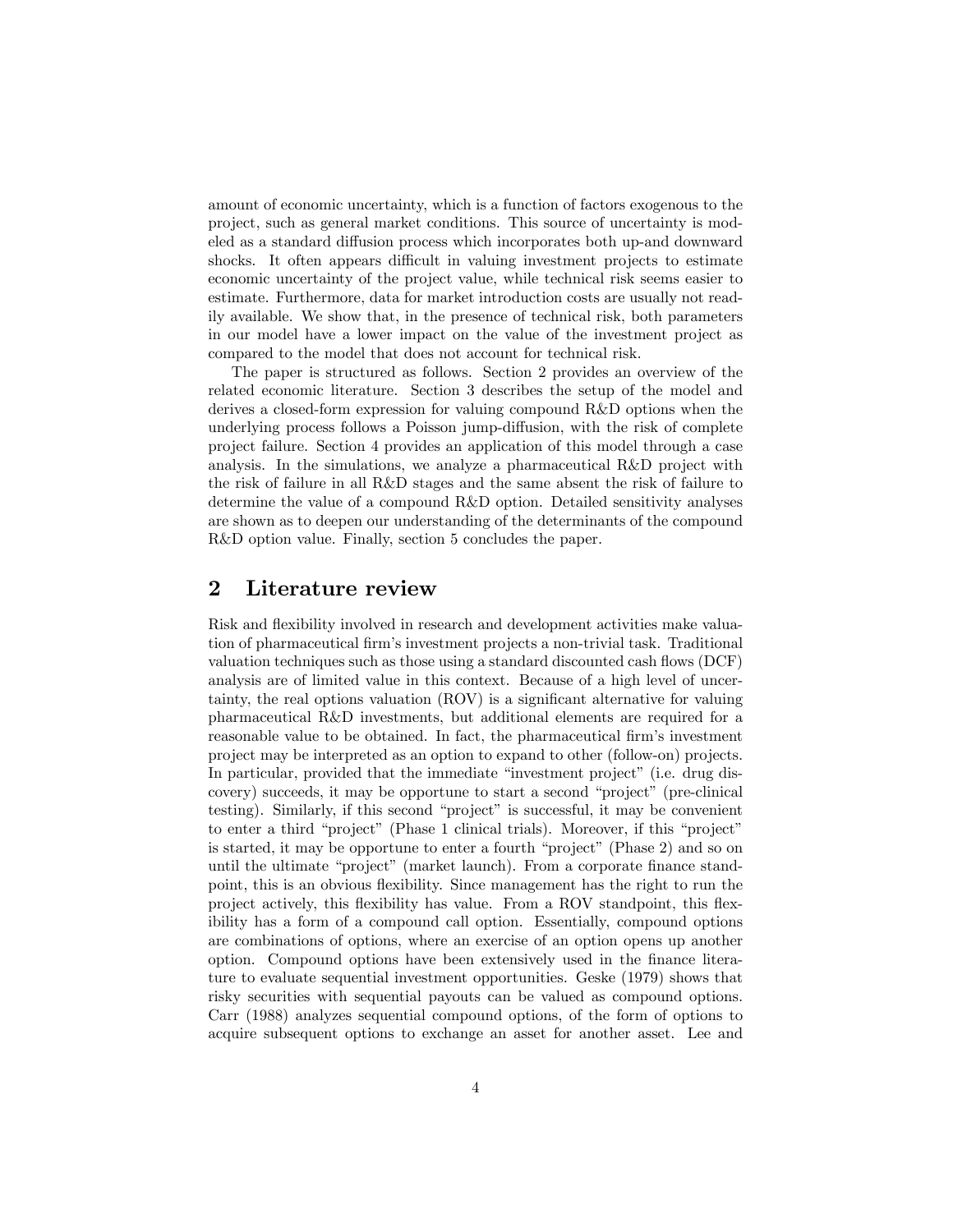amount of economic uncertainty, which is a function of factors exogenous to the project, such as general market conditions. This source of uncertainty is modeled as a standard diffusion process which incorporates both up-and downward shocks. It often appears difficult in valuing investment projects to estimate economic uncertainty of the project value, while technical risk seems easier to estimate. Furthermore, data for market introduction costs are usually not readily available. We show that, in the presence of technical risk, both parameters in our model have a lower impact on the value of the investment project as compared to the model that does not account for technical risk.

The paper is structured as follows. Section 2 provides an overview of the related economic literature. Section 3 describes the setup of the model and derives a closed-form expression for valuing compound R&D options when the underlying process follows a Poisson jump-diffusion, with the risk of complete project failure. Section 4 provides an application of this model through a case analysis. In the simulations, we analyze a pharmaceutical R&D project with the risk of failure in all R&D stages and the same absent the risk of failure to determine the value of a compound R&D option. Detailed sensitivity analyses are shown as to deepen our understanding of the determinants of the compound R&D option value. Finally, section 5 concludes the paper.

## 2 Literature review

Risk and flexibility involved in research and development activities make valuation of pharmaceutical firm's investment projects a non-trivial task. Traditional valuation techniques such as those using a standard discounted cash flows (DCF) analysis are of limited value in this context. Because of a high level of uncertainty, the real options valuation (ROV) is a significant alternative for valuing pharmaceutical R&D investments, but additional elements are required for a reasonable value to be obtained. In fact, the pharmaceutical firm's investment project may be interpreted as an option to expand to other (follow-on) projects. In particular, provided that the immediate "investment project" (i.e. drug discovery) succeeds, it may be opportune to start a second "project" (pre-clinical testing). Similarly, if this second "project" is successful, it may be convenient to enter a third "project" (Phase 1 clinical trials). Moreover, if this "project" is started, it may be opportune to enter a fourth "project" (Phase 2) and so on until the ultimate "project" (market launch). From a corporate finance standpoint, this is an obvious flexibility. Since management has the right to run the project actively, this flexibility has value. From a ROV standpoint, this flexibility has a form of a compound call option. Essentially, compound options are combinations of options, where an exercise of an option opens up another option. Compound options have been extensively used in the finance literature to evaluate sequential investment opportunities. Geske (1979) shows that risky securities with sequential payouts can be valued as compound options. Carr (1988) analyzes sequential compound options, of the form of options to acquire subsequent options to exchange an asset for another asset. Lee and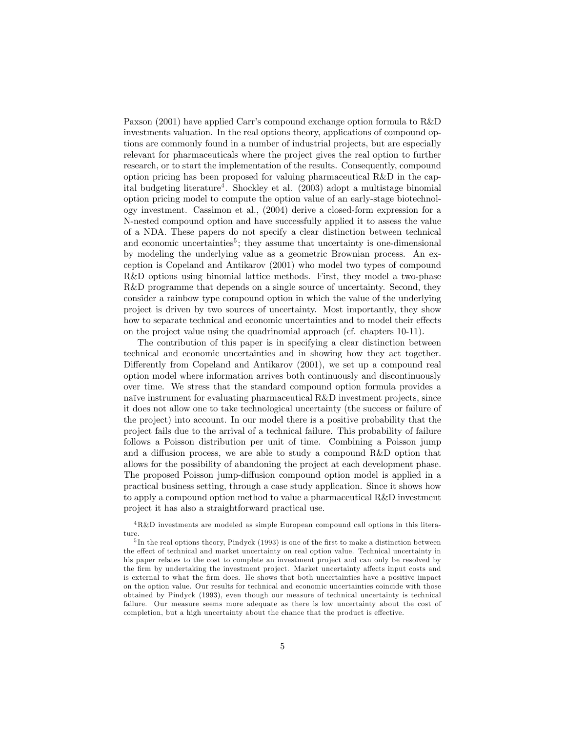Paxson (2001) have applied Carr's compound exchange option formula to R&D investments valuation. In the real options theory, applications of compound options are commonly found in a number of industrial projects, but are especially relevant for pharmaceuticals where the project gives the real option to further research, or to start the implementation of the results. Consequently, compound option pricing has been proposed for valuing pharmaceutical R&D in the capital budgeting literature[4]. Shockley et al. (2003) adopt a multistage binomial option pricing model to compute the option value of an early-stage biotechnology investment. Cassimon et al., (2004) derive a closed-form expression for a N-nested compound option and have successfully applied it to assess the value of a NDA. These papers do not specify a clear distinction between technical and economic uncertainties[5]; they assume that uncertainty is one-dimensional by modeling the underlying value as a geometric Brownian process. An exception is Copeland and Antikarov (2001) who model two types of compound R&D options using binomial lattice methods. First, they model a two-phase R&D programme that depends on a single source of uncertainty. Second, they consider a rainbow type compound option in which the value of the underlying project is driven by two sources of uncertainty. Most importantly, they show how to separate technical and economic uncertainties and to model their effects on the project value using the quadrinomial approach (cf. chapters 10-11).

The contribution of this paper is in specifying a clear distinction between technical and economic uncertainties and in showing how they act together. Differently from Copeland and Antikarov (2001), we set up a compound real option model where information arrives both continuously and discontinuously over time. We stress that the standard compound option formula provides a naïve instrument for evaluating pharmaceutical R&D investment projects, since it does not allow one to take technological uncertainty (the success or failure of the project) into account. In our model there is a positive probability that the project fails due to the arrival of a technical failure. This probability of failure follows a Poisson distribution per unit of time. Combining a Poisson jump and a diffusion process, we are able to study a compound R&D option that allows for the possibility of abandoning the project at each development phase. The proposed Poisson jump-diffusion compound option model is applied in a practical business setting, through a case study application. Since it shows how to apply a compound option method to value a pharmaceutical R&D investment project it has also a straightforward practical use.

[4] R&D investments are modeled as simple European compound call options in this literature.

[5] In the real options theory, Pindyck (1993) is one of the first to make a distinction between the effect of technical and market uncertainty on real option value. Technical uncertainty in his paper relates to the cost to complete an investment project and can only be resolved by the firm by undertaking the investment project. Market uncertainty affects input costs and is external to what the firm does. He shows that both uncertainties have a positive impact on the option value. Our results for technical and economic uncertainties coincide with those obtained by Pindyck (1993), even though our measure of technical uncertainty is technical failure. Our measure seems more adequate as there is low uncertainty about the cost of completion, but a high uncertainty about the chance that the product is effective.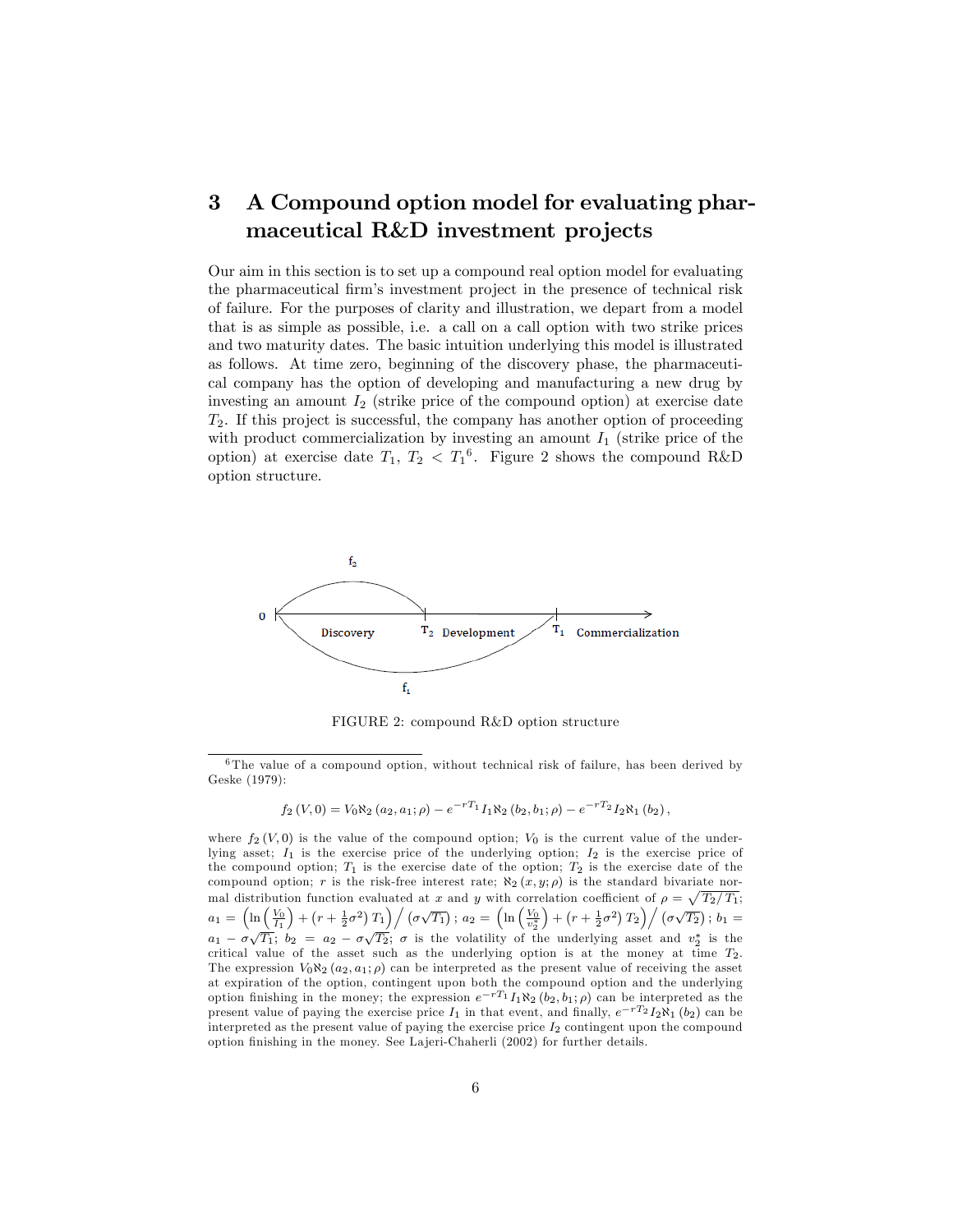## 3 A Compound option model for evaluating pharmaceutical R&D investment projects

Our aim in this section is to set up a compound real option model for evaluating the pharmaceutical firm's investment project in the presence of technical risk of failure. For the purposes of clarity and illustration, we depart from a model that is as simple as possible, i.e. a call on a call option with two strike prices and two maturity dates. The basic intuition underlying this model is illustrated as follows. At time zero, beginning of the discovery phase, the pharmaceutical company has the option of developing and manufacturing a new drug by investing an amount $I_2$ (strike price of the compound option) at exercise date $T_2$. If this project is successful, the company has another option of proceeding with product commercialization by investing an amount $I_1$ (strike price of the option) at exercise date $T_1$, $T_2 < T_1$[6]. Figure 2 shows the compound R&D option structure.

FIGURE 2: compound R&D option structure

[6] The value of a compound option, without technical risk of failure, has been derived by Geske (1979):

$$f_2(V,0) = V_0 \aleph_2(a_2, a_1; \rho) - e^{-rT_1} I_1 \aleph_2(b_2, b_1; \rho) - e^{-rT_2} I_2 \aleph_1(b_2),$$

where $f_2(V,0)$ is the value of the compound option; $V_0$ is the current value of the underlying asset; $I_1$ is the exercise price of the underlying option; $I_2$ is the exercise price of the compound option; $T_1$ is the exercise date of the option; $T_2$ is the exercise date of the compound option; $r$ is the risk-free interest rate; $\aleph_2(x, y; \rho)$ is the standard bivariate normal distribution function evaluated at $x$ and $y$ with correlation coefficient of $\rho = \sqrt{T_2/T_1}$; $a_1 = \left(\ln\left(\frac{V_0}{I_1}\right) + \left(r + \frac{1}{2}\sigma^2\right) T_1\right) \Big/ \left(\sigma\sqrt{T_1}\right)$; $a_2 = \left(\ln\left(\frac{V_0}{v_2^*}\right) + \left(r + \frac{1}{2}\sigma^2\right) T_2\right) \Big/ \left(\sigma\sqrt{T_2}\right)$; $b_1 = a_1 - \sigma\sqrt{T_1}$; $b_2 = a_2 - \sigma\sqrt{T_2}$; $\sigma$ is the volatility of the underlying asset and $v_2^*$ is the critical value of the asset such as the underlying option is at the money at time $T_2$. The expression $V_0 \aleph_2(a_2, a_1; \rho)$ can be interpreted as the present value of receiving the asset at expiration of the option, contingent upon both the compound option and the underlying option finishing in the money; the expression $e^{-rT_1} I_1 \aleph_2(b_2, b_1; \rho)$ can be interpreted as the present value of paying the exercise price $I_1$ in that event, and finally, $e^{-rT_2} I_2 \aleph_1(b_2)$ can be interpreted as the present value of paying the exercise price $I_2$ contingent upon the compound option finishing in the money. See Lajeri-Chaherli (2002) for further details.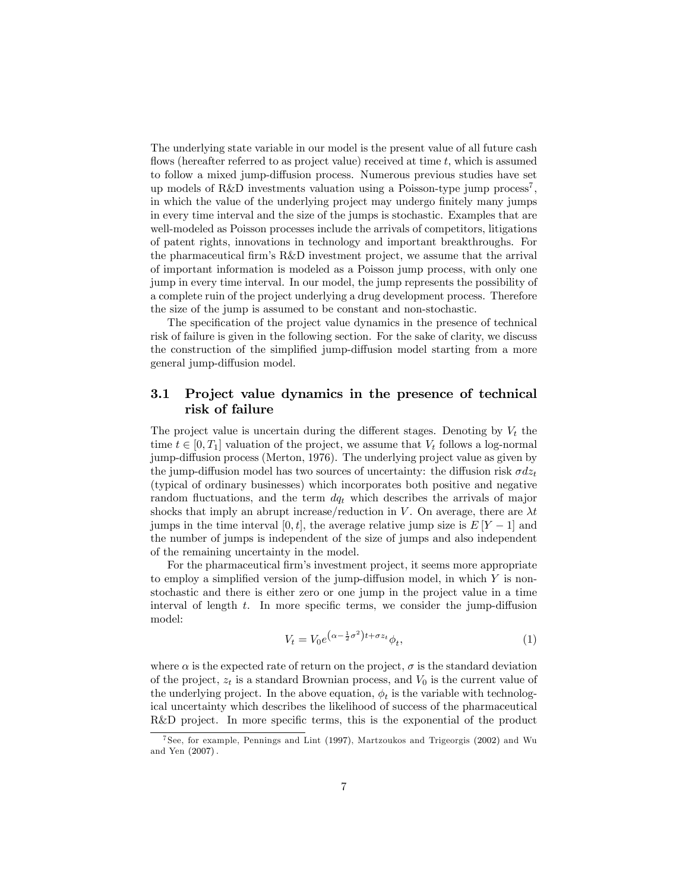The underlying state variable in our model is the present value of all future cash flows (hereafter referred to as project value) received at time $t$, which is assumed to follow a mixed jump-diffusion process. Numerous previous studies have set up models of R&D investments valuation using a Poisson-type jump process[7], in which the value of the underlying project may undergo finitely many jumps in every time interval and the size of the jumps is stochastic. Examples that are well-modeled as Poisson processes include the arrivals of competitors, litigations of patent rights, innovations in technology and important breakthroughs. For the pharmaceutical firm's R&D investment project, we assume that the arrival of important information is modeled as a Poisson jump process, with only one jump in every time interval. In our model, the jump represents the possibility of a complete ruin of the project underlying a drug development process. Therefore the size of the jump is assumed to be constant and non-stochastic.

The specification of the project value dynamics in the presence of technical risk of failure is given in the following section. For the sake of clarity, we discuss the construction of the simplified jump-diffusion model starting from a more general jump-diffusion model.

## 3.1 Project value dynamics in the presence of technical risk of failure

The project value is uncertain during the different stages. Denoting by $V_t$ the time $t \in [0, T_1]$ valuation of the project, we assume that $V_t$ follows a log-normal jump-diffusion process (Merton, 1976). The underlying project value as given by the jump-diffusion model has two sources of uncertainty: the diffusion risk $\sigma dz_t$ (typical of ordinary businesses) which incorporates both positive and negative random fluctuations, and the term $dq_t$ which describes the arrivals of major shocks that imply an abrupt increase/reduction in $V$. On average, there are $\lambda t$ jumps in the time interval $[0, t]$, the average relative jump size is $E[Y - 1]$ and the number of jumps is independent of the size of jumps and also independent of the remaining uncertainty in the model.

For the pharmaceutical firm's investment project, it seems more appropriate to employ a simplified version of the jump-diffusion model, in which $Y$ is non-stochastic and there is either zero or one jump in the project value in a time interval of length $t$. In more specific terms, we consider the jump-diffusion model:

$$V_t = V_0 e^{\left(\alpha - \frac{1}{2}\sigma^2\right)t + \sigma z_t} \phi_t, \tag{1}$$

where $\alpha$ is the expected rate of return on the project, $\sigma$ is the standard deviation of the project, $z_t$ is a standard Brownian process, and $V_0$ is the current value of the underlying project. In the above equation, $\phi_t$ is the variable with technological uncertainty which describes the likelihood of success of the pharmaceutical R&D project. In more specific terms, this is the exponential of the product

[7] See, for example, Pennings and Lint (1997), Martzoukos and Trigeorgis (2002) and Wu and Yen (2007).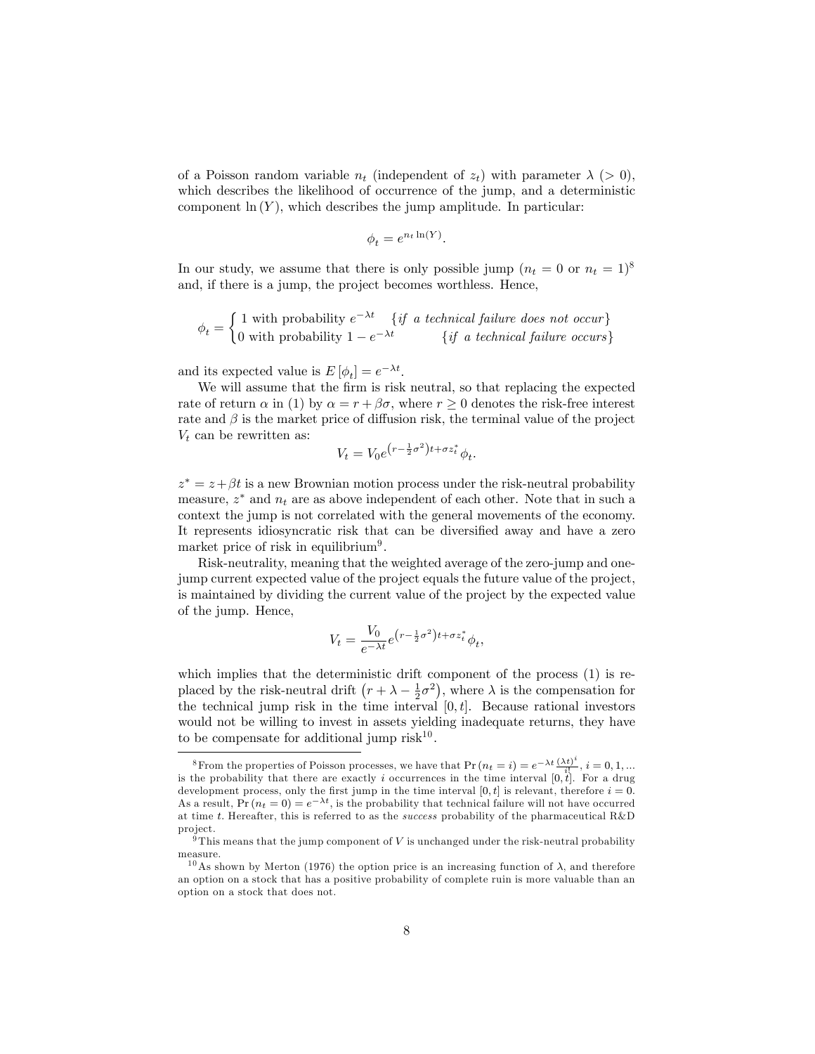of a Poisson random variable $n_t$ (independent of $z_t$) with parameter $\lambda$ ($> 0$), which describes the likelihood of occurrence of the jump, and a deterministic component $\ln(Y)$, which describes the jump amplitude. In particular:

$$\phi_t = e^{n_t \ln(Y)}.$$

In our study, we assume that there is only possible jump ($n_t = 0$ or $n_t = 1$)[8] and, if there is a jump, the project becomes worthless. Hence,

$$\phi_t = \begin{cases} 1 \text{ with probability } e^{-\lambda t} & \{\textit{if a technical failure does not occur}\} \\ 0 \text{ with probability } 1 - e^{-\lambda t} & \{\textit{if a technical failure occurs}\} \end{cases}$$

and its expected value is $E[\phi_t] = e^{-\lambda t}$.

We will assume that the firm is risk neutral, so that replacing the expected rate of return $\alpha$ in (1) by $\alpha = r + \beta\sigma$, where $r \geq 0$ denotes the risk-free interest rate and $\beta$ is the market price of diffusion risk, the terminal value of the project $V_t$ can be rewritten as:

$$V_t = V_0 e^{\left(r - \frac{1}{2}\sigma^2\right)t + \sigma z_t^*} \phi_t.$$

$z^* = z + \beta t$ is a new Brownian motion process under the risk-neutral probability measure, $z^*$ and $n_t$ are as above independent of each other. Note that in such a context the jump is not correlated with the general movements of the economy. It represents idiosyncratic risk that can be diversified away and have a zero market price of risk in equilibrium[9].

Risk-neutrality, meaning that the weighted average of the zero-jump and one-jump current expected value of the project equals the future value of the project, is maintained by dividing the current value of the project by the expected value of the jump. Hence,

$$V_t = \frac{V_0}{e^{-\lambda t}} e^{\left(r - \frac{1}{2}\sigma^2\right)t + \sigma z_t^*} \phi_t,$$

which implies that the deterministic drift component of the process (1) is replaced by the risk-neutral drift $\left(r + \lambda - \frac{1}{2}\sigma^2\right)$, where $\lambda$ is the compensation for the technical jump risk in the time interval $[0, t]$. Because rational investors would not be willing to invest in assets yielding inadequate returns, they have to be compensate for additional jump risk[10].

---

[8] From the properties of Poisson processes, we have that $\Pr(n_t = i) = e^{-\lambda t} \frac{(\lambda t)^i}{i!}$, $i = 0, 1, \ldots$ is the probability that there are exactly $i$ occurrences in the time interval $[0, t]$. For a drug development process, only the first jump in the time interval $[0, t]$ is relevant, therefore $i = 0$. As a result, $\Pr(n_t = 0) = e^{-\lambda t}$, is the probability that technical failure will not have occurred at time $t$. Hereafter, this is referred to as the *success* probability of the pharmaceutical R&D project.

[9] This means that the jump component of $V$ is unchanged under the risk-neutral probability measure.

[10] As shown by Merton (1976) the option price is an increasing function of $\lambda$, and therefore an option on a stock that has a positive probability of complete ruin is more valuable than an option on a stock that does not.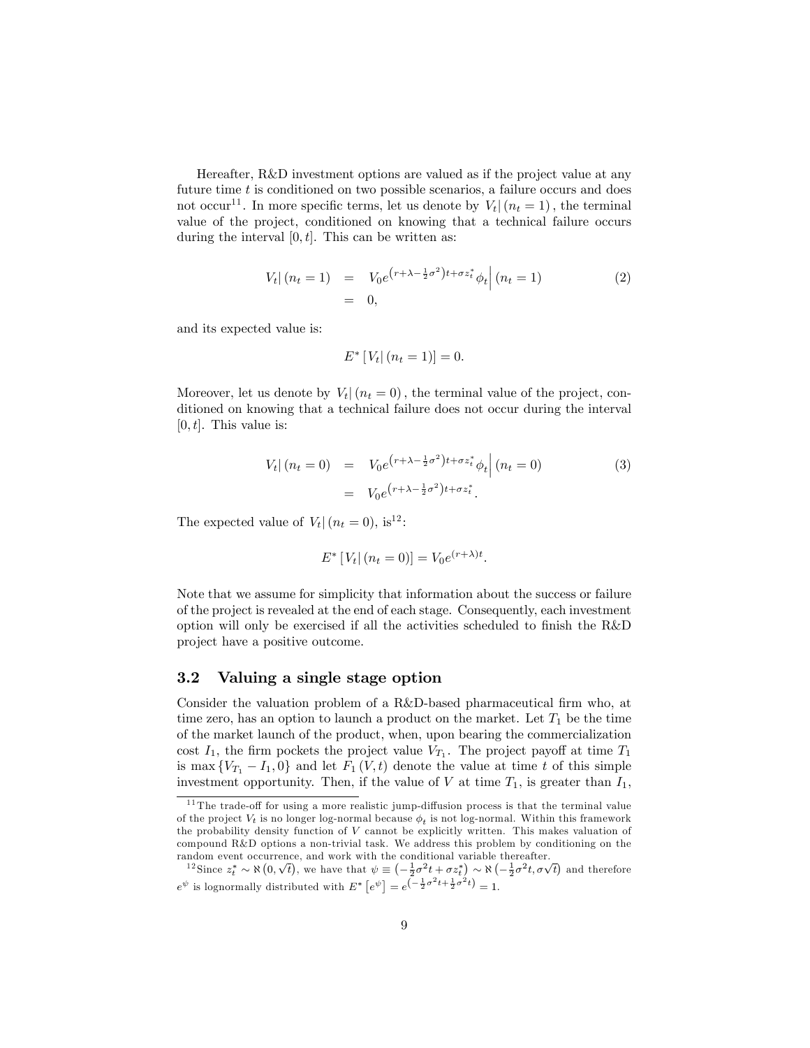Hereafter, R&D investment options are valued as if the project value at any future time $t$ is conditioned on two possible scenarios, a failure occurs and does not occur[11]. In more specific terms, let us denote by $V_t|(n_t = 1)$, the terminal value of the project, conditioned on knowing that a technical failure occurs during the interval $[0, t]$. This can be written as:

$$
\begin{aligned}
V_t|(n_t = 1) &= V_0 e^{\left(r+\lambda-\frac{1}{2}\sigma^2\right)t+\sigma z_t^*}\phi_t\Big|(n_t = 1) \\
&= 0,
\end{aligned}
\tag{2}
$$

and its expected value is:

$$
E^*\left[V_t|(n_t = 1)\right] = 0.
$$

Moreover, let us denote by $V_t|(n_t = 0)$, the terminal value of the project, conditioned on knowing that a technical failure does not occur during the interval $[0, t]$. This value is:

$$
\begin{aligned}
V_t|(n_t = 0) &= V_0 e^{\left(r+\lambda-\frac{1}{2}\sigma^2\right)t+\sigma z_t^*}\phi_t\Big|(n_t = 0) \\
&= V_0 e^{\left(r+\lambda-\frac{1}{2}\sigma^2\right)t+\sigma z_t^*}.
\end{aligned}
\tag{3}
$$

The expected value of $V_t|(n_t = 0)$, is[12]:

$$
E^*\left[V_t|(n_t = 0)\right] = V_0 e^{(r+\lambda)t}.
$$

Note that we assume for simplicity that information about the success or failure of the project is revealed at the end of each stage. Consequently, each investment option will only be exercised if all the activities scheduled to finish the R&D project have a positive outcome.

## 3.2 Valuing a single stage option

Consider the valuation problem of a R&D-based pharmaceutical firm who, at time zero, has an option to launch a product on the market. Let $T_1$ be the time of the market launch of the product, when, upon bearing the commercialization cost $I_1$, the firm pockets the project value $V_{T_1}$. The project payoff at time $T_1$ is $\max\{V_{T_1} - I_1, 0\}$ and let $F_1(V, t)$ denote the value at time $t$ of this simple investment opportunity. Then, if the value of $V$ at time $T_1$, is greater than $I_1$,

---

[11] The trade-off for using a more realistic jump-diffusion process is that the terminal value of the project $V_t$ is no longer log-normal because $\phi_t$ is not log-normal. Within this framework the probability density function of $V$ cannot be explicitly written. This makes valuation of compound R&D options a non-trivial task. We address this problem by conditioning on the random event occurrence, and work with the conditional variable thereafter.

[12] Since $z_t^* \sim \aleph\left(0, \sqrt{t}\right)$, we have that $\psi \equiv \left(-\frac{1}{2}\sigma^2 t + \sigma z_t^*\right) \sim \aleph\left(-\frac{1}{2}\sigma^2 t, \sigma\sqrt{t}\right)$ and therefore $e^{\psi}$ is lognormally distributed with $E^*\left[e^{\psi}\right] = e^{\left(-\frac{1}{2}\sigma^2 t + \frac{1}{2}\sigma^2 t\right)} = 1$.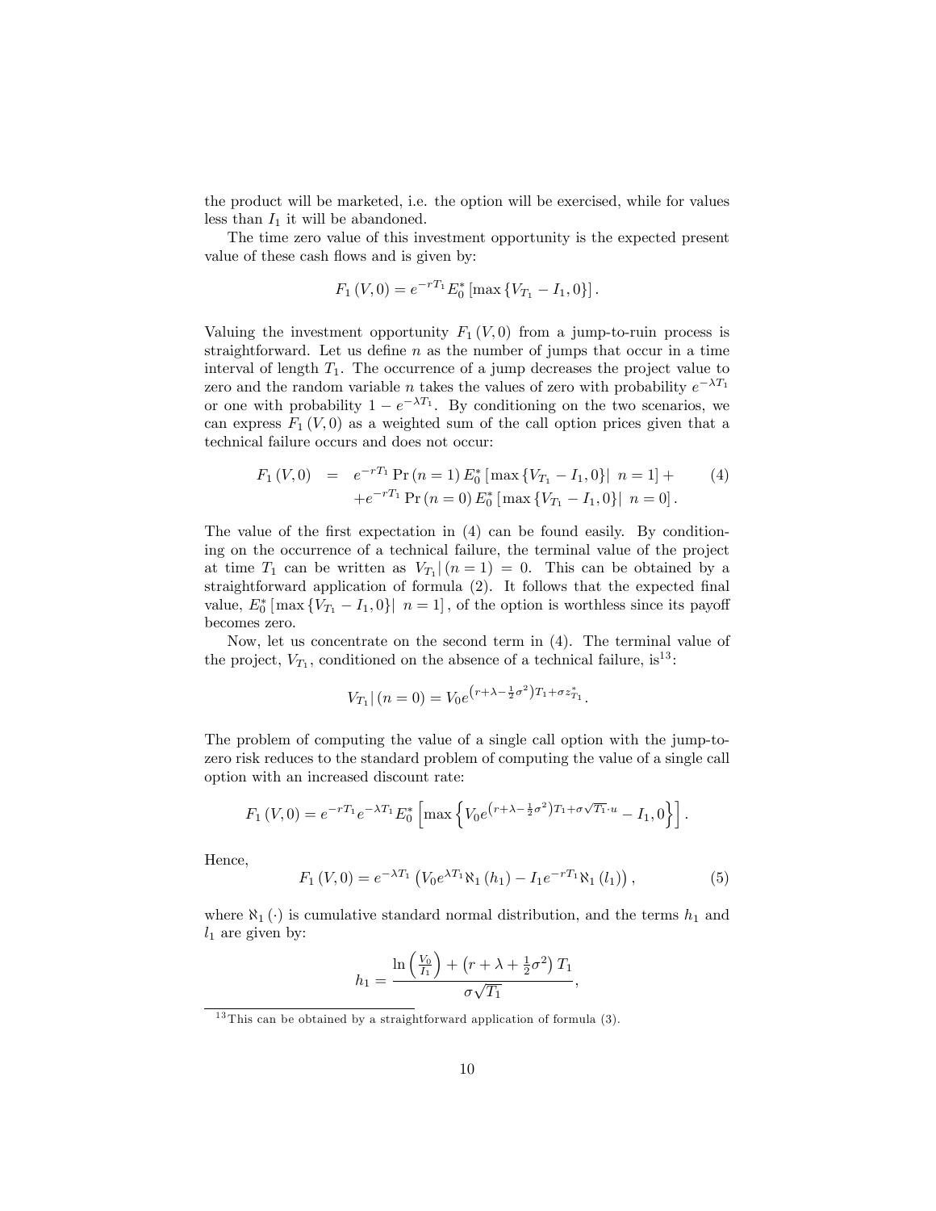the product will be marketed, i.e. the option will be exercised, while for values less than $I_1$ it will be abandoned.

The time zero value of this investment opportunity is the expected present value of these cash flows and is given by:

$$F_1(V,0) = e^{-rT_1} E_0^* \left[ \max \{ V_{T_1} - I_1, 0 \} \right].$$

Valuing the investment opportunity $F_1(V,0)$ from a jump-to-ruin process is straightforward. Let us define $n$ as the number of jumps that occur in a time interval of length $T_1$. The occurrence of a jump decreases the project value to zero and the random variable $n$ takes the values of zero with probability $e^{-\lambda T_1}$ or one with probability $1 - e^{-\lambda T_1}$. By conditioning on the two scenarios, we can express $F_1(V,0)$ as a weighted sum of the call option prices given that a technical failure occurs and does not occur:

$$\begin{aligned} F_1(V,0) &= e^{-rT_1} \Pr(n=1) E_0^* \left[ \max \{ V_{T_1} - I_1, 0 \} \middle|\ n=1 \right] + \\ &\quad + e^{-rT_1} \Pr(n=0) E_0^* \left[ \max \{ V_{T_1} - I_1, 0 \} \middle|\ n=0 \right]. \end{aligned} \tag{4}$$

The value of the first expectation in (4) can be found easily. By conditioning on the occurrence of a technical failure, the terminal value of the project at time $T_1$ can be written as $V_{T_1}|(n=1) = 0$. This can be obtained by a straightforward application of formula (2). It follows that the expected final value, $E_0^* \left[ \max \{ V_{T_1} - I_1, 0 \} |\ n=1 \right]$, of the option is worthless since its payoff becomes zero.

Now, let us concentrate on the second term in (4). The terminal value of the project, $V_{T_1}$, conditioned on the absence of a technical failure, is[13]:

$$V_{T_1}|(n=0) = V_0 e^{\left(r+\lambda-\frac{1}{2}\sigma^2\right)T_1 + \sigma z^*_{T_1}}.$$

The problem of computing the value of a single call option with the jump-to-zero risk reduces to the standard problem of computing the value of a single call option with an increased discount rate:

$$F_1(V,0) = e^{-rT_1} e^{-\lambda T_1} E_0^* \left[ \max \left\{ V_0 e^{\left(r+\lambda-\frac{1}{2}\sigma^2\right)T_1 + \sigma\sqrt{T_1}\cdot u} - I_1, 0 \right\} \right].$$

Hence,

$$F_1(V,0) = e^{-\lambda T_1} \left( V_0 e^{\lambda T_1} \aleph_1(h_1) - I_1 e^{-rT_1} \aleph_1(l_1) \right), \tag{5}$$

where $\aleph_1(\cdot)$ is cumulative standard normal distribution, and the terms $h_1$ and $l_1$ are given by:

$$h_1 = \frac{\ln\left(\frac{V_0}{I_1}\right) + \left(r + \lambda + \frac{1}{2}\sigma^2\right) T_1}{\sigma\sqrt{T_1}},$$

[13] This can be obtained by a straightforward application of formula (3).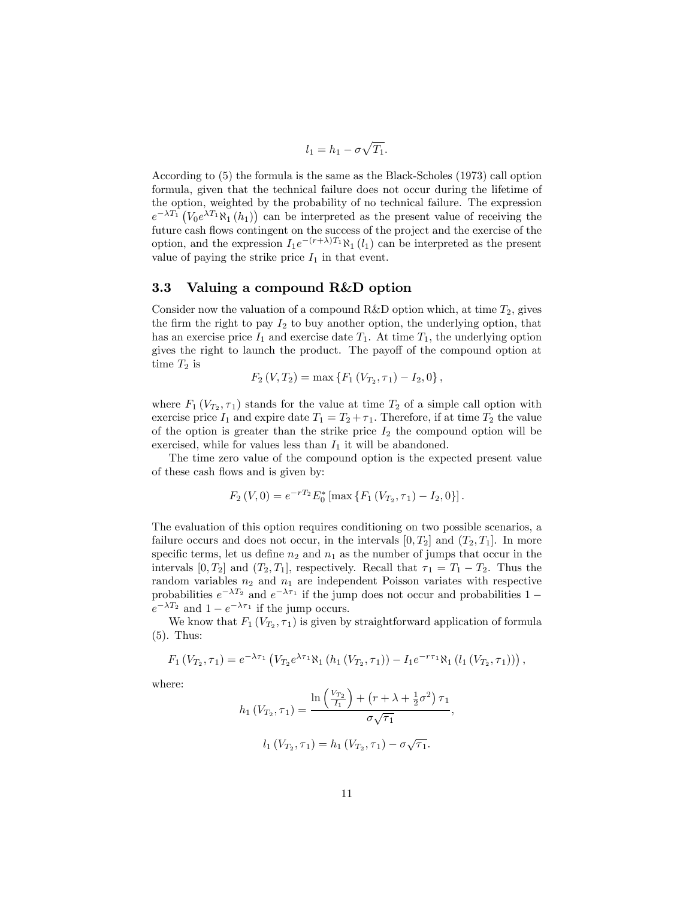$$l_1 = h_1 - \sigma\sqrt{T_1}.$$

According to (5) the formula is the same as the Black-Scholes (1973) call option formula, given that the technical failure does not occur during the lifetime of the option, weighted by the probability of no technical failure. The expression $e^{-\lambda T_1}\left(V_0 e^{\lambda T_1}\aleph_1(h_1)\right)$ can be interpreted as the present value of receiving the future cash flows contingent on the success of the project and the exercise of the option, and the expression $I_1 e^{-(r+\lambda)T_1}\aleph_1(l_1)$ can be interpreted as the present value of paying the strike price $I_1$ in that event.

### 3.3 Valuing a compound R&D option

Consider now the valuation of a compound R&D option which, at time $T_2$, gives the firm the right to pay $I_2$ to buy another option, the underlying option, that has an exercise price $I_1$ and exercise date $T_1$. At time $T_1$, the underlying option gives the right to launch the product. The payoff of the compound option at time $T_2$ is

$$F_2(V, T_2) = \max\{F_1(V_{T_2}, \tau_1) - I_2, 0\},$$

where $F_1(V_{T_2}, \tau_1)$ stands for the value at time $T_2$ of a simple call option with exercise price $I_1$ and expire date $T_1 = T_2 + \tau_1$. Therefore, if at time $T_2$ the value of the option is greater than the strike price $I_2$ the compound option will be exercised, while for values less than $I_1$ it will be abandoned.

The time zero value of the compound option is the expected present value of these cash flows and is given by:

$$F_2(V, 0) = e^{-rT_2} E_0^*\left[\max\{F_1(V_{T_2}, \tau_1) - I_2, 0\}\right].$$

The evaluation of this option requires conditioning on two possible scenarios, a failure occurs and does not occur, in the intervals $[0, T_2]$ and $(T_2, T_1]$. In more specific terms, let us define $n_2$ and $n_1$ as the number of jumps that occur in the intervals $[0, T_2]$ and $(T_2, T_1]$, respectively. Recall that $\tau_1 = T_1 - T_2$. Thus the random variables $n_2$ and $n_1$ are independent Poisson variates with respective probabilities $e^{-\lambda T_2}$ and $e^{-\lambda \tau_1}$ if the jump does not occur and probabilities $1 - e^{-\lambda T_2}$ and $1 - e^{-\lambda \tau_1}$ if the jump occurs.

We know that $F_1(V_{T_2}, \tau_1)$ is given by straightforward application of formula (5). Thus:

$$F_1(V_{T_2}, \tau_1) = e^{-\lambda \tau_1}\left(V_{T_2} e^{\lambda \tau_1}\aleph_1(h_1(V_{T_2}, \tau_1)) - I_1 e^{-r\tau_1}\aleph_1(l_1(V_{T_2}, \tau_1))\right),$$

where:

$$h_1(V_{T_2}, \tau_1) = \frac{\ln\left(\frac{V_{T_2}}{I_1}\right) + \left(r + \lambda + \frac{1}{2}\sigma^2\right)\tau_1}{\sigma\sqrt{\tau_1}},$$

$$l_1(V_{T_2}, \tau_1) = h_1(V_{T_2}, \tau_1) - \sigma\sqrt{\tau_1}.$$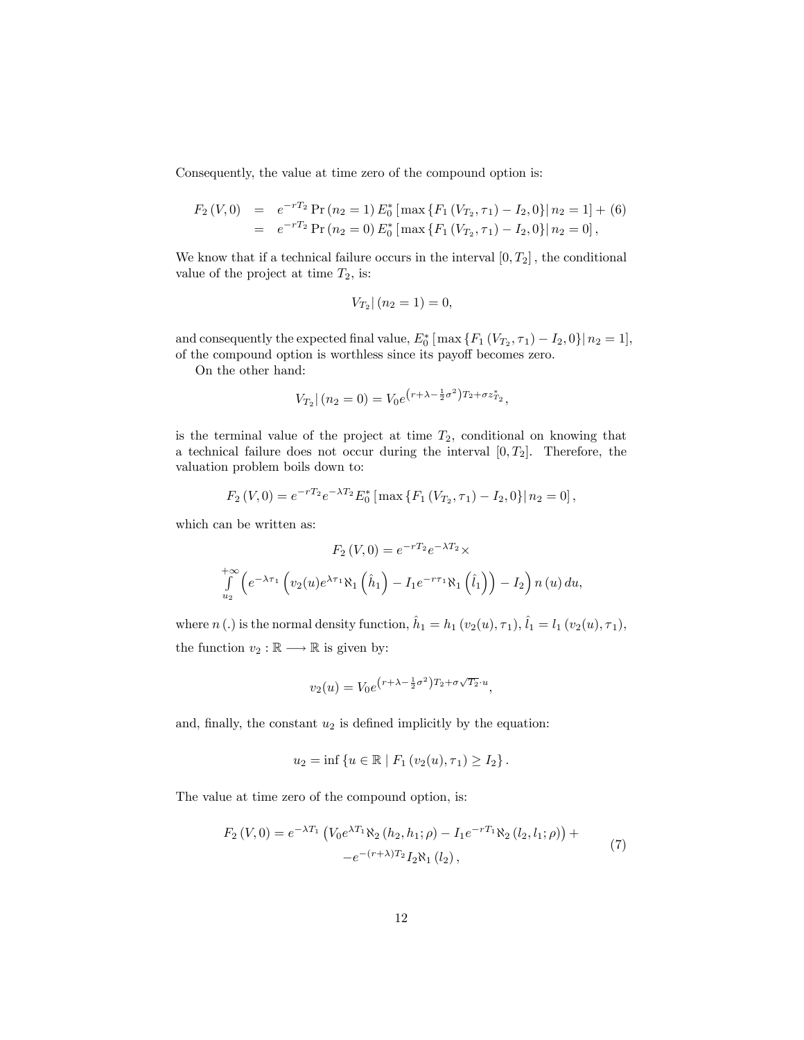Consequently, the value at time zero of the compound option is:

$$
\begin{aligned}
F_2(V,0) &= e^{-rT_2} \Pr(n_2=1) E_0^* \left[ \max\left\{ F_1(V_{T_2},\tau_1) - I_2, 0 \right\} \middle| n_2 = 1 \right] + \quad (6) \\
&= e^{-rT_2} \Pr(n_2=0) E_0^* \left[ \max\left\{ F_1(V_{T_2},\tau_1) - I_2, 0 \right\} \middle| n_2 = 0 \right],
\end{aligned}
$$

We know that if a technical failure occurs in the interval $[0, T_2]$, the conditional value of the project at time $T_2$, is:

$$
V_{T_2} | (n_2 = 1) = 0,
$$

and consequently the expected final value, $E_0^* \left[ \max\left\{ F_1(V_{T_2},\tau_1) - I_2, 0 \right\} \middle| n_2 = 1 \right]$, of the compound option is worthless since its payoff becomes zero.

On the other hand:

$$
V_{T_2} | (n_2 = 0) = V_0 e^{\left(r+\lambda-\frac{1}{2}\sigma^2\right)T_2 + \sigma z_{T_2}^*},
$$

is the terminal value of the project at time $T_2$, conditional on knowing that a technical failure does not occur during the interval $[0, T_2]$. Therefore, the valuation problem boils down to:

$$
F_2(V,0) = e^{-rT_2} e^{-\lambda T_2} E_0^* \left[ \max\left\{ F_1(V_{T_2},\tau_1) - I_2, 0 \right\} \middle| n_2 = 0 \right],
$$

which can be written as:

$$
F_2(V,0) = e^{-rT_2} e^{-\lambda T_2} \times
$$

$$
\int_{u_2}^{+\infty} \left( e^{-\lambda \tau_1} \left( v_2(u) e^{\lambda \tau_1} \aleph_1\left(\hat{h}_1\right) - I_1 e^{-r\tau_1} \aleph_1\left(\hat{l}_1\right) \right) - I_2 \right) n(u)\, du,
$$

where $n(.)$ is the normal density function, $\hat{h}_1 = h_1(v_2(u), \tau_1)$, $\hat{l}_1 = l_1(v_2(u), \tau_1)$, the function $v_2 : \mathbb{R} \longrightarrow \mathbb{R}$ is given by:

$$
v_2(u) = V_0 e^{\left(r+\lambda-\frac{1}{2}\sigma^2\right)T_2 + \sigma\sqrt{T_2}\cdot u},
$$

and, finally, the constant $u_2$ is defined implicitly by the equation:

$$
u_2 = \inf\left\{ u \in \mathbb{R} \mid F_1(v_2(u), \tau_1) \geq I_2 \right\}.
$$

The value at time zero of the compound option, is:

$$
\begin{aligned}
F_2(V,0) = e^{-\lambda T_1} &\left( V_0 e^{\lambda T_1} \aleph_2(h_2, h_1; \rho) - I_1 e^{-rT_1} \aleph_2(l_2, l_1; \rho) \right) + \\
&- e^{-(r+\lambda)T_2} I_2 \aleph_1(l_2),
\end{aligned} \quad (7)
$$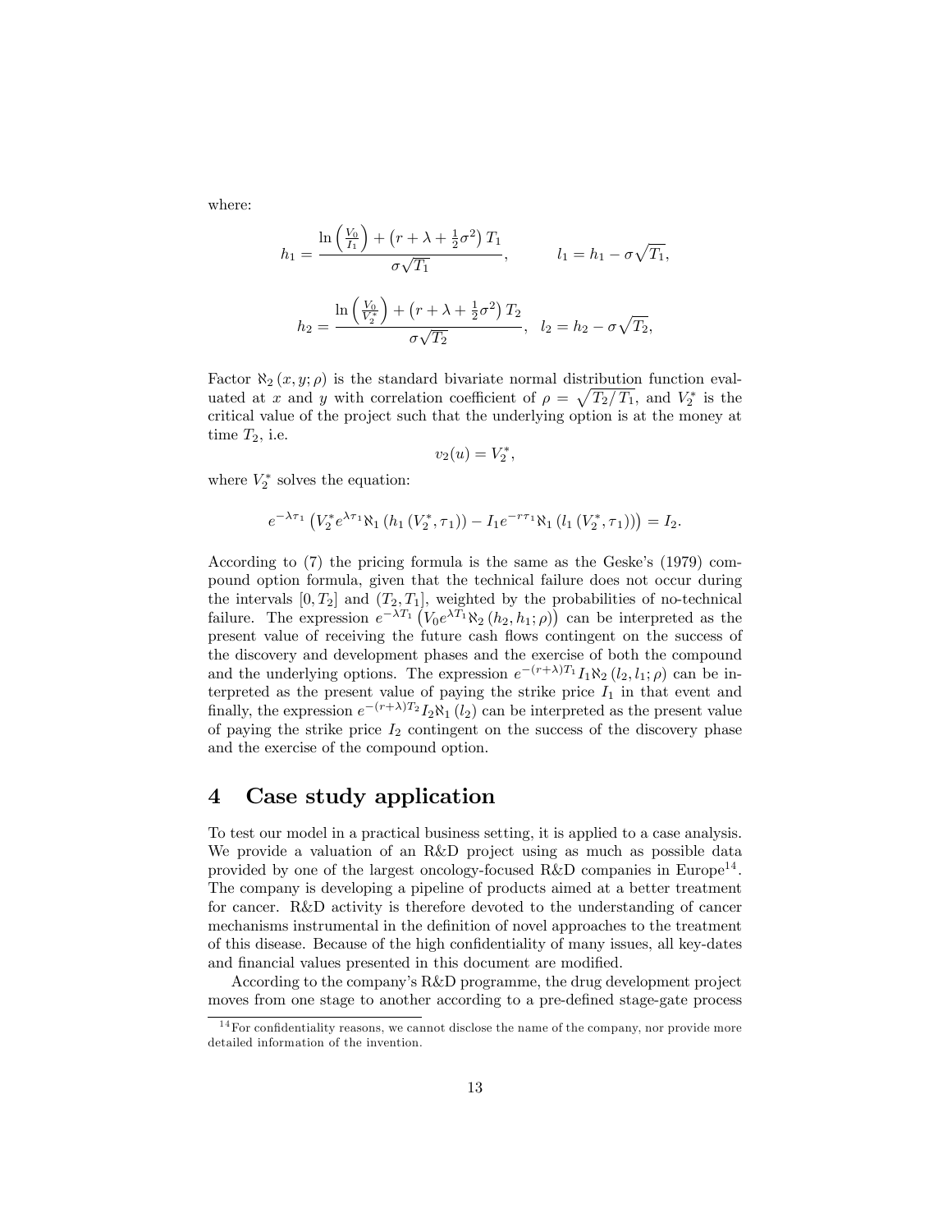where:

$$h_1 = \frac{\ln\left(\frac{V_0}{I_1}\right) + \left(r + \lambda + \frac{1}{2}\sigma^2\right) T_1}{\sigma\sqrt{T_1}}, \qquad l_1 = h_1 - \sigma\sqrt{T_1},$$

$$h_2 = \frac{\ln\left(\frac{V_0}{V_2^*}\right) + \left(r + \lambda + \frac{1}{2}\sigma^2\right) T_2}{\sigma\sqrt{T_2}}, \quad l_2 = h_2 - \sigma\sqrt{T_2},$$

Factor $\aleph_2(x, y; \rho)$ is the standard bivariate normal distribution function evaluated at $x$ and $y$ with correlation coefficient of $\rho = \sqrt{T_2/T_1}$, and $V_2^*$ is the critical value of the project such that the underlying option is at the money at time $T_2$, i.e.

$$v_2(u) = V_2^*,$$

where $V_2^*$ solves the equation:

$$e^{-\lambda\tau_1}\left(V_2^* e^{\lambda\tau_1}\aleph_1\left(h_1\left(V_2^*, \tau_1\right)\right) - I_1 e^{-r\tau_1}\aleph_1\left(l_1\left(V_2^*, \tau_1\right)\right)\right) = I_2.$$

According to (7) the pricing formula is the same as the Geske's (1979) compound option formula, given that the technical failure does not occur during the intervals $[0, T_2]$ and $(T_2, T_1]$, weighted by the probabilities of no-technical failure. The expression $e^{-\lambda T_1}\left(V_0 e^{\lambda T_1}\aleph_2\left(h_2, h_1; \rho\right)\right)$ can be interpreted as the present value of receiving the future cash flows contingent on the success of the discovery and development phases and the exercise of both the compound and the underlying options. The expression $e^{-(r+\lambda)T_1} I_1 \aleph_2\left(l_2, l_1; \rho\right)$ can be interpreted as the present value of paying the strike price $I_1$ in that event and finally, the expression $e^{-(r+\lambda)T_2} I_2 \aleph_1\left(l_2\right)$ can be interpreted as the present value of paying the strike price $I_2$ contingent on the success of the discovery phase and the exercise of the compound option.

# 4 Case study application

To test our model in a practical business setting, it is applied to a case analysis. We provide a valuation of an R&D project using as much as possible data provided by one of the largest oncology-focused R&D companies in Europe[14]. The company is developing a pipeline of products aimed at a better treatment for cancer. R&D activity is therefore devoted to the understanding of cancer mechanisms instrumental in the definition of novel approaches to the treatment of this disease. Because of the high confidentiality of many issues, all key-dates and financial values presented in this document are modified.

According to the company's R&D programme, the drug development project moves from one stage to another according to a pre-defined stage-gate process

[14] For confidentiality reasons, we cannot disclose the name of the company, nor provide more detailed information of the invention.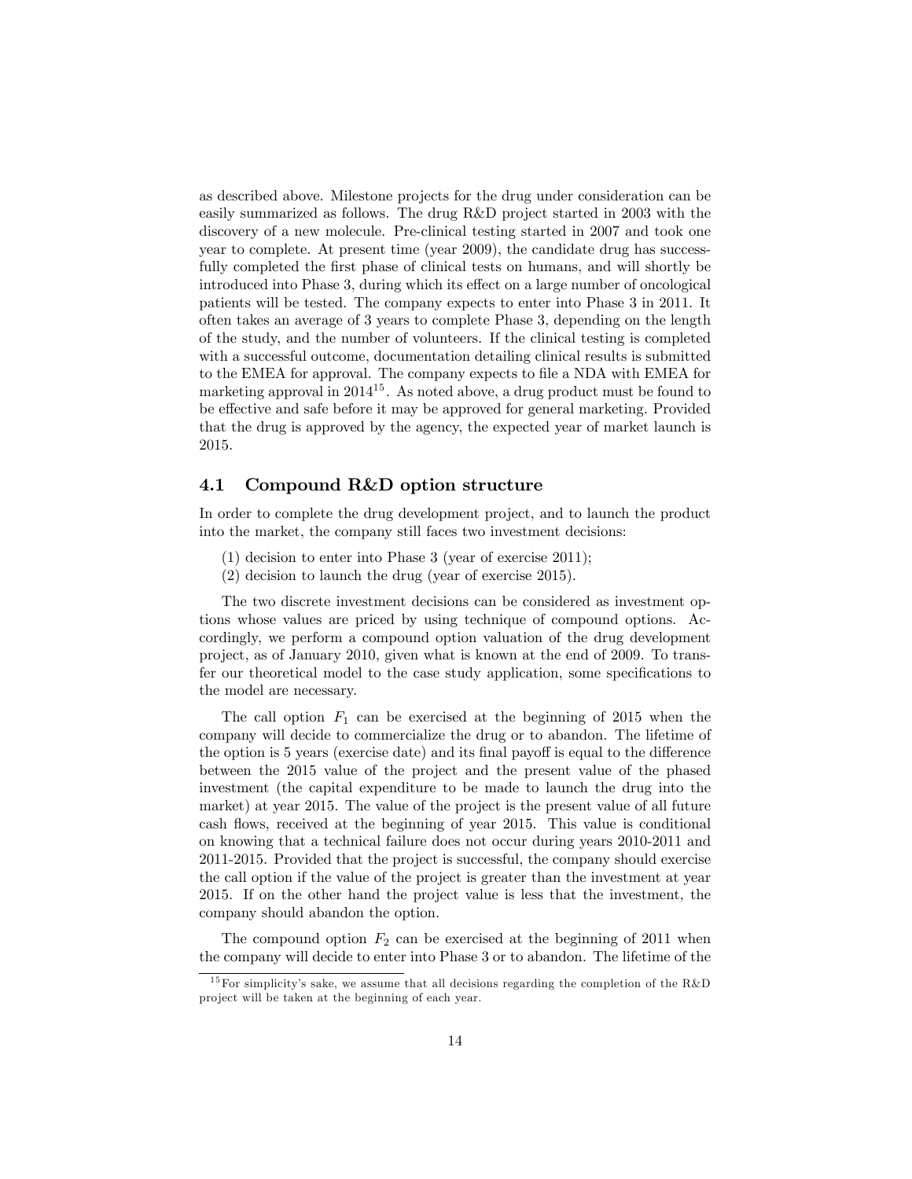as described above. Milestone projects for the drug under consideration can be easily summarized as follows. The drug R&D project started in 2003 with the discovery of a new molecule. Pre-clinical testing started in 2007 and took one year to complete. At present time (year 2009), the candidate drug has successfully completed the first phase of clinical tests on humans, and will shortly be introduced into Phase 3, during which its effect on a large number of oncological patients will be tested. The company expects to enter into Phase 3 in 2011. It often takes an average of 3 years to complete Phase 3, depending on the length of the study, and the number of volunteers. If the clinical testing is completed with a successful outcome, documentation detailing clinical results is submitted to the EMEA for approval. The company expects to file a NDA with EMEA for marketing approval in 2014[15]. As noted above, a drug product must be found to be effective and safe before it may be approved for general marketing. Provided that the drug is approved by the agency, the expected year of market launch is 2015.

## 4.1 Compound R&D option structure

In order to complete the drug development project, and to launch the product into the market, the company still faces two investment decisions:

(1) decision to enter into Phase 3 (year of exercise 2011);
(2) decision to launch the drug (year of exercise 2015).

The two discrete investment decisions can be considered as investment options whose values are priced by using technique of compound options. Accordingly, we perform a compound option valuation of the drug development project, as of January 2010, given what is known at the end of 2009. To transfer our theoretical model to the case study application, some specifications to the model are necessary.

The call option $F_1$ can be exercised at the beginning of 2015 when the company will decide to commercialize the drug or to abandon. The lifetime of the option is 5 years (exercise date) and its final payoff is equal to the difference between the 2015 value of the project and the present value of the phased investment (the capital expenditure to be made to launch the drug into the market) at year 2015. The value of the project is the present value of all future cash flows, received at the beginning of year 2015. This value is conditional on knowing that a technical failure does not occur during years 2010-2011 and 2011-2015. Provided that the project is successful, the company should exercise the call option if the value of the project is greater than the investment at year 2015. If on the other hand the project value is less that the investment, the company should abandon the option.

The compound option $F_2$ can be exercised at the beginning of 2011 when the company will decide to enter into Phase 3 or to abandon. The lifetime of the

[15] For simplicity's sake, we assume that all decisions regarding the completion of the R&D project will be taken at the beginning of each year.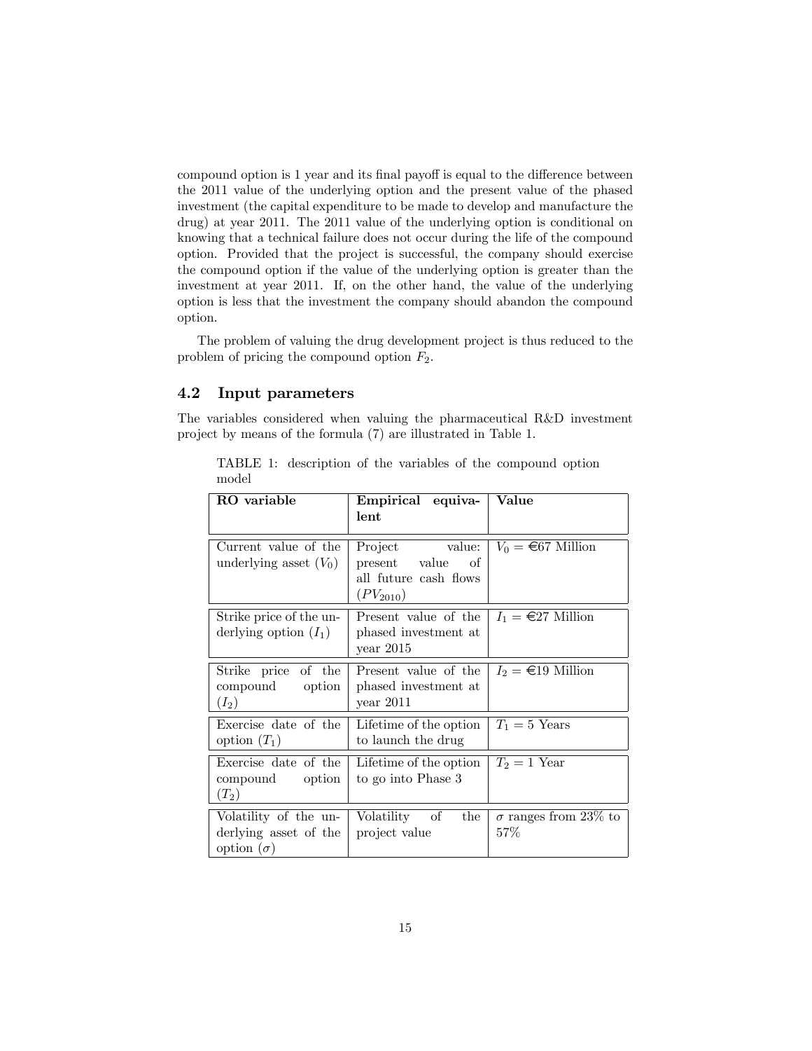compound option is 1 year and its final payoff is equal to the difference between the 2011 value of the underlying option and the present value of the phased investment (the capital expenditure to be made to develop and manufacture the drug) at year 2011. The 2011 value of the underlying option is conditional on knowing that a technical failure does not occur during the life of the compound option. Provided that the project is successful, the company should exercise the compound option if the value of the underlying option is greater than the investment at year 2011. If, on the other hand, the value of the underlying option is less that the investment the company should abandon the compound option.

The problem of valuing the drug development project is thus reduced to the problem of pricing the compound option $F_2$.

## 4.2 Input parameters

The variables considered when valuing the pharmaceutical R&D investment project by means of the formula (7) are illustrated in Table 1.

TABLE 1: description of the variables of the compound option model

| RO variable | Empirical equivalent | Value |
|---|---|---|
| Current value of the underlying asset ($V_0$) | Project value: present value of all future cash flows ($PV_{2010}$) | $V_0 =$ €67 Million |
| Strike price of the underlying option ($I_1$) | Present value of the phased investment at year 2015 | $I_1 =$ €27 Million |
| Strike price of the compound option ($I_2$) | Present value of the phased investment at year 2011 | $I_2 =$ €19 Million |
| Exercise date of the option ($T_1$) | Lifetime of the option to launch the drug | $T_1 = 5$ Years |
| Exercise date of the compound option ($T_2$) | Lifetime of the option to go into Phase 3 | $T_2 = 1$ Year |
| Volatility of the underlying asset of the option ($\sigma$) | Volatility of the project value | $\sigma$ ranges from 23% to 57% |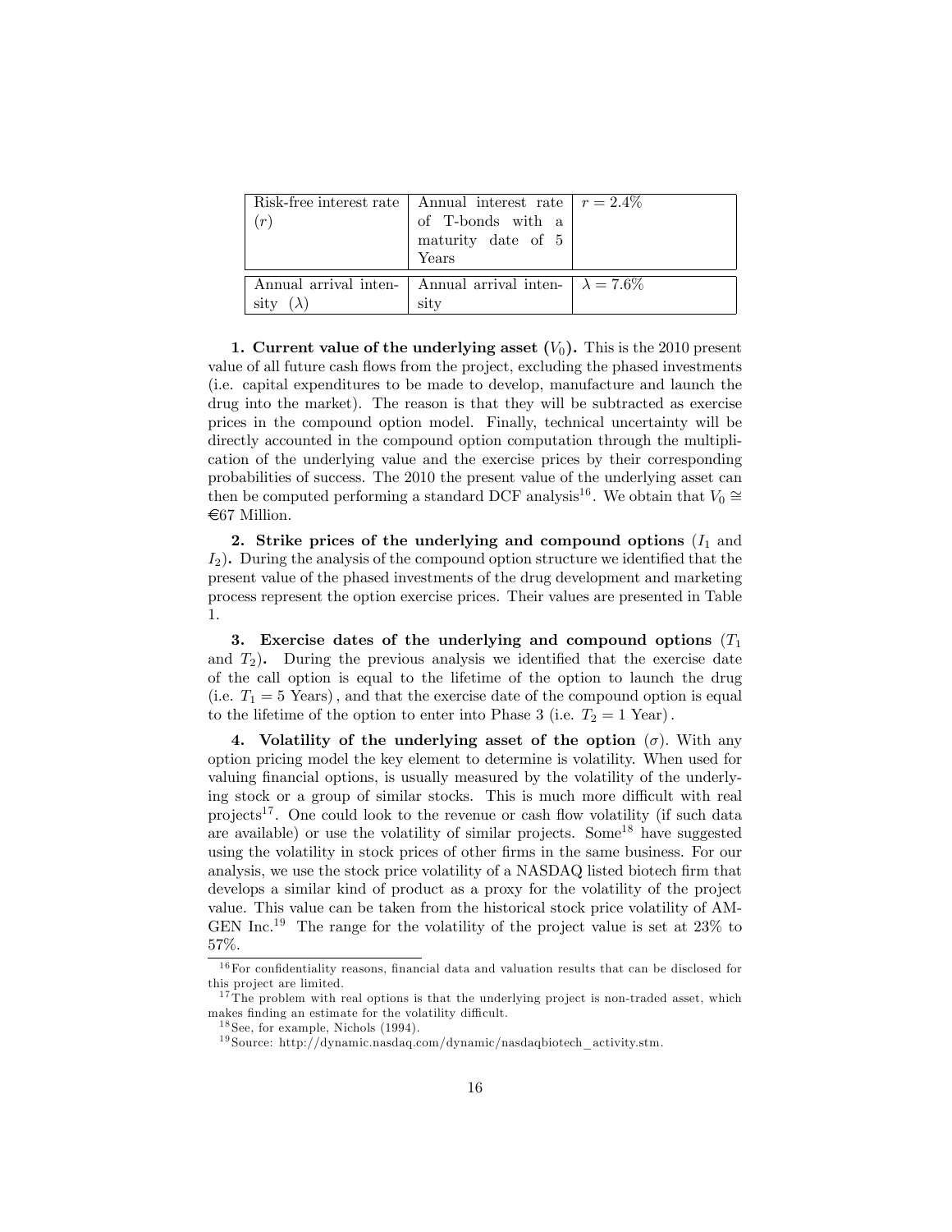| | | |
|---|---|---|
| Risk-free interest rate ($r$) | Annual interest rate of T-bonds with a maturity date of 5 Years | $r = 2.4\%$ |
| Annual arrival intensity ($\lambda$) | Annual arrival intensity | $\lambda = 7.6\%$ |

**1. Current value of the underlying asset ($V_0$).** This is the 2010 present value of all future cash flows from the project, excluding the phased investments (i.e. capital expenditures to be made to develop, manufacture and launch the drug into the market). The reason is that they will be subtracted as exercise prices in the compound option model. Finally, technical uncertainty will be directly accounted in the compound option computation through the multiplication of the underlying value and the exercise prices by their corresponding probabilities of success. The 2010 the present value of the underlying asset can then be computed performing a standard DCF analysis[16]. We obtain that $V_0 \cong$ €67 Million.

**2. Strike prices of the underlying and compound options ($I_1$ and $I_2$).** During the analysis of the compound option structure we identified that the present value of the phased investments of the drug development and marketing process represent the option exercise prices. Their values are presented in Table 1.

**3. Exercise dates of the underlying and compound options ($T_1$ and $T_2$).** During the previous analysis we identified that the exercise date of the call option is equal to the lifetime of the option to launch the drug (i.e. $T_1 = 5$ Years), and that the exercise date of the compound option is equal to the lifetime of the option to enter into Phase 3 (i.e. $T_2 = 1$ Year).

**4. Volatility of the underlying asset of the option ($\sigma$).** With any option pricing model the key element to determine is volatility. When used for valuing financial options, is usually measured by the volatility of the underlying stock or a group of similar stocks. This is much more difficult with real projects[17]. One could look to the revenue or cash flow volatility (if such data are available) or use the volatility of similar projects. Some[18] have suggested using the volatility in stock prices of other firms in the same business. For our analysis, we use the stock price volatility of a NASDAQ listed biotech firm that develops a similar kind of product as a proxy for the volatility of the project value. This value can be taken from the historical stock price volatility of AMGEN Inc.[19] The range for the volatility of the project value is set at 23% to 57%.

[16] For confidentiality reasons, financial data and valuation results that can be disclosed for this project are limited.

[17] The problem with real options is that the underlying project is non-traded asset, which makes finding an estimate for the volatility difficult.

[18] See, for example, Nichols (1994).

[19] Source: http://dynamic.nasdaq.com/dynamic/nasdaqbiotech_activity.stm.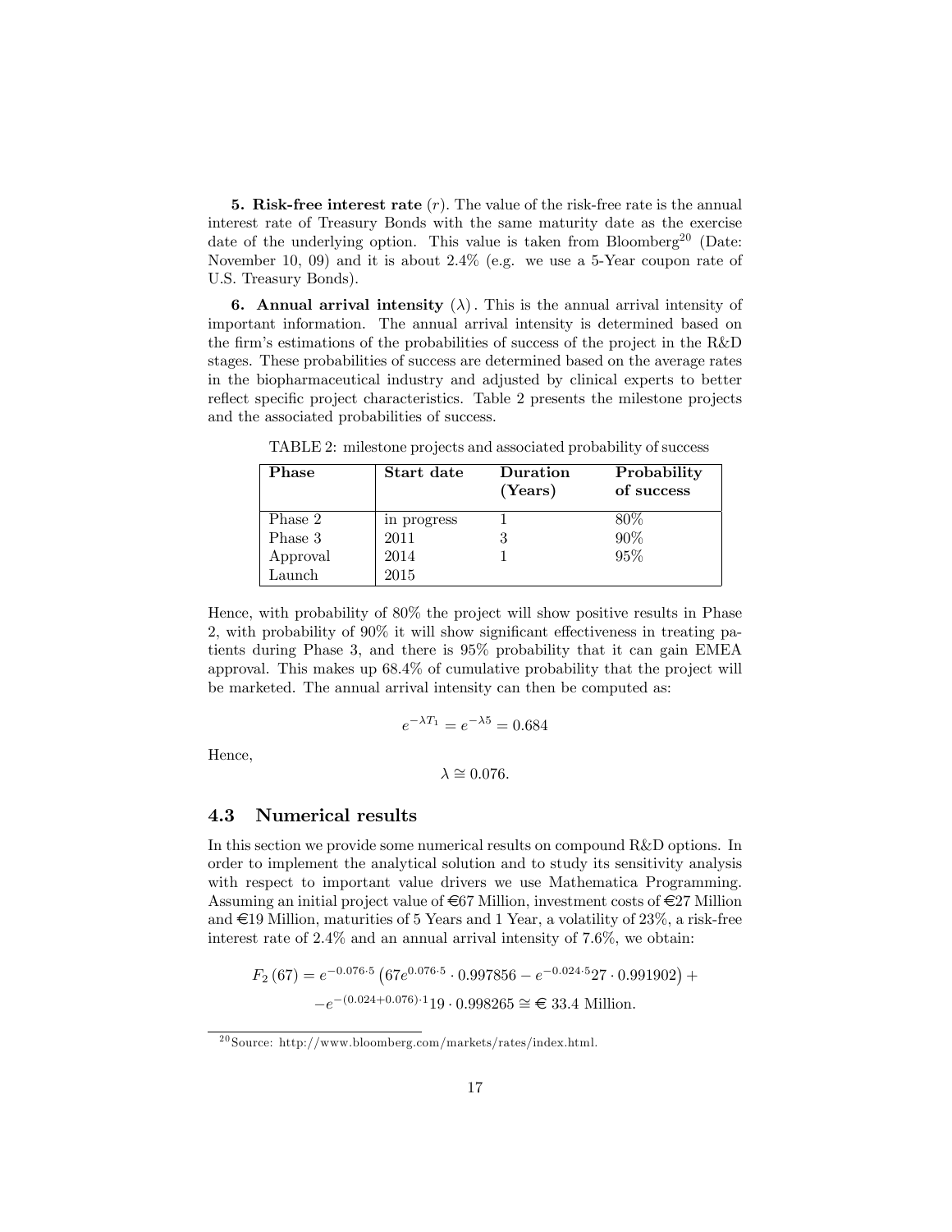**5. Risk-free interest rate** $(r)$. The value of the risk-free rate is the annual interest rate of Treasury Bonds with the same maturity date as the exercise date of the underlying option. This value is taken from Bloomberg[20] (Date: November 10, 09) and it is about 2.4% (e.g. we use a 5-Year coupon rate of U.S. Treasury Bonds).

**6. Annual arrival intensity** $(\lambda)$. This is the annual arrival intensity of important information. The annual arrival intensity is determined based on the firm's estimations of the probabilities of success of the project in the R&D stages. These probabilities of success are determined based on the average rates in the biopharmaceutical industry and adjusted by clinical experts to better reflect specific project characteristics. Table 2 presents the milestone projects and the associated probabilities of success.

TABLE 2: milestone projects and associated probability of success

| Phase | Start date | Duration (Years) | Probability of success |
|---|---|---|---|
| Phase 2 | in progress | 1 | 80% |
| Phase 3 | 2011 | 3 | 90% |
| Approval | 2014 | 1 | 95% |
| Launch | 2015 | | |

Hence, with probability of 80% the project will show positive results in Phase 2, with probability of 90% it will show significant effectiveness in treating patients during Phase 3, and there is 95% probability that it can gain EMEA approval. This makes up 68.4% of cumulative probability that the project will be marketed. The annual arrival intensity can then be computed as:

$$e^{-\lambda T_1} = e^{-\lambda 5} = 0.684$$

Hence,

$$\lambda \cong 0.076.$$

## 4.3 Numerical results

In this section we provide some numerical results on compound R&D options. In order to implement the analytical solution and to study its sensitivity analysis with respect to important value drivers we use Mathematica Programming. Assuming an initial project value of €67 Million, investment costs of €27 Million and €19 Million, maturities of 5 Years and 1 Year, a volatility of 23%, a risk-free interest rate of 2.4% and an annual arrival intensity of 7.6%, we obtain:

$$F_2(67) = e^{-0.076 \cdot 5}\left(67e^{0.076 \cdot 5} \cdot 0.997856 - e^{-0.024 \cdot 5}27 \cdot 0.991902\right) + \\ -e^{-(0.024+0.076) \cdot 1}19 \cdot 0.998265 \cong € \; 33.4 \text{ Million}.$$

[20] Source: http://www.bloomberg.com/markets/rates/index.html.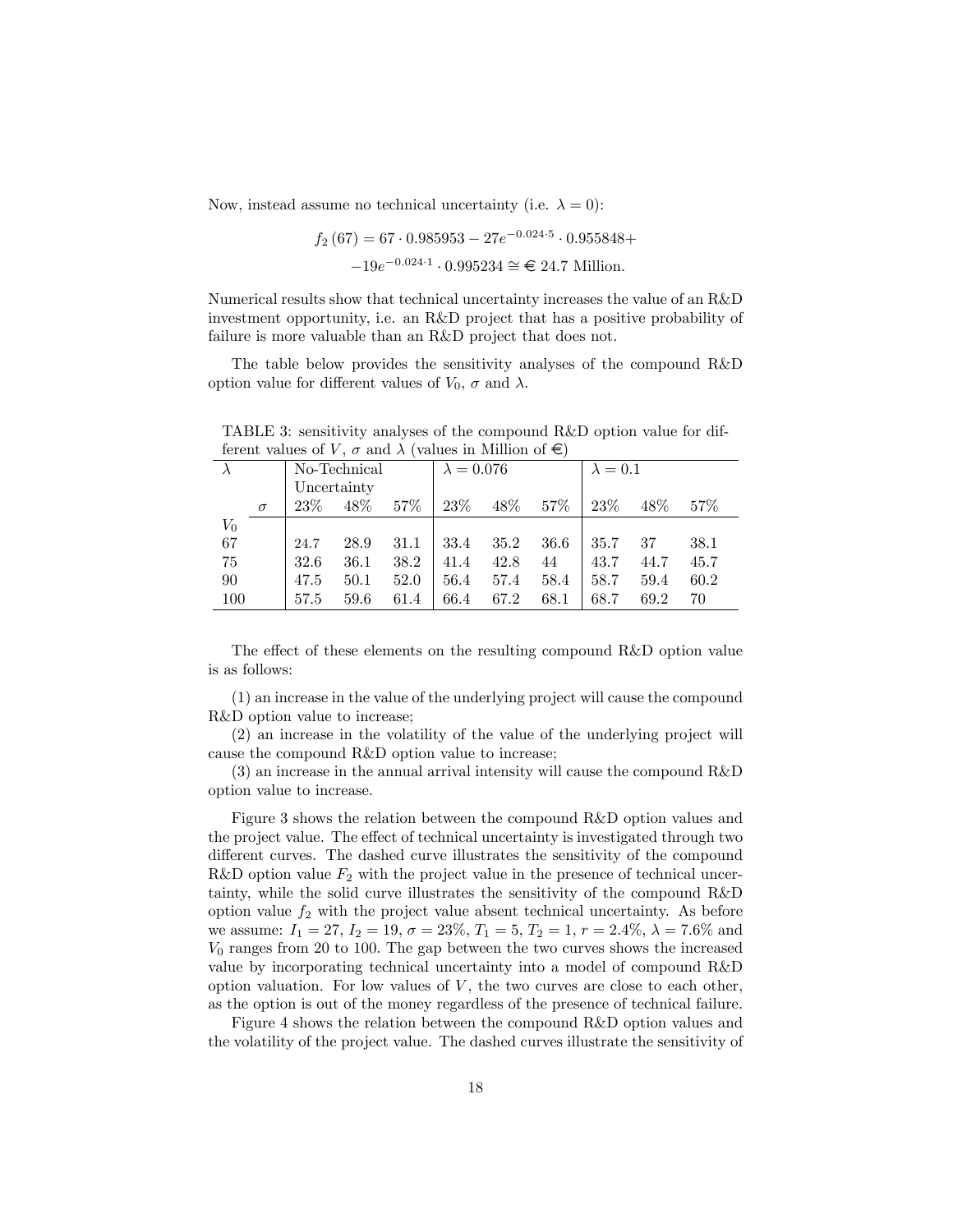Now, instead assume no technical uncertainty (i.e. $\lambda = 0$):

$$f_2(67) = 67 \cdot 0.985953 - 27e^{-0.024 \cdot 5} \cdot 0.955848 +$$
$$-19e^{-0.024 \cdot 1} \cdot 0.995234 \cong € \, 24.7 \text{ Million.}$$

Numerical results show that technical uncertainty increases the value of an R&D investment opportunity, i.e. an R&D project that has a positive probability of failure is more valuable than an R&D project that does not.

The table below provides the sensitivity analyses of the compound R&D option value for different values of $V_0$, $\sigma$ and $\lambda$.

TABLE 3: sensitivity analyses of the compound R&D option value for different values of $V$, $\sigma$ and $\lambda$ (values in Million of €)

| $\lambda$ | | No-Technical Uncertainty | | | $\lambda = 0.076$ | | | $\lambda = 0.1$ | | |
|---|---|---|---|---|---|---|---|---|---|---|
| | $\sigma$ | 23% | 48% | 57% | 23% | 48% | 57% | 23% | 48% | 57% |
| $V_0$ | | | | | | | | | | |
| 67 | | 24.7 | 28.9 | 31.1 | 33.4 | 35.2 | 36.6 | 35.7 | 37 | 38.1 |
| 75 | | 32.6 | 36.1 | 38.2 | 41.4 | 42.8 | 44 | 43.7 | 44.7 | 45.7 |
| 90 | | 47.5 | 50.1 | 52.0 | 56.4 | 57.4 | 58.4 | 58.7 | 59.4 | 60.2 |
| 100 | | 57.5 | 59.6 | 61.4 | 66.4 | 67.2 | 68.1 | 68.7 | 69.2 | 70 |

The effect of these elements on the resulting compound R&D option value is as follows:

(1) an increase in the value of the underlying project will cause the compound R&D option value to increase;

(2) an increase in the volatility of the value of the underlying project will cause the compound R&D option value to increase;

(3) an increase in the annual arrival intensity will cause the compound R&D option value to increase.

Figure 3 shows the relation between the compound R&D option values and the project value. The effect of technical uncertainty is investigated through two different curves. The dashed curve illustrates the sensitivity of the compound R&D option value $F_2$ with the project value in the presence of technical uncertainty, while the solid curve illustrates the sensitivity of the compound R&D option value $f_2$ with the project value absent technical uncertainty. As before we assume: $I_1 = 27$, $I_2 = 19$, $\sigma = 23\%$, $T_1 = 5$, $T_2 = 1$, $r = 2.4\%$, $\lambda = 7.6\%$ and $V_0$ ranges from 20 to 100. The gap between the two curves shows the increased value by incorporating technical uncertainty into a model of compound R&D option valuation. For low values of $V$, the two curves are close to each other, as the option is out of the money regardless of the presence of technical failure.

Figure 4 shows the relation between the compound R&D option values and the volatility of the project value. The dashed curves illustrate the sensitivity of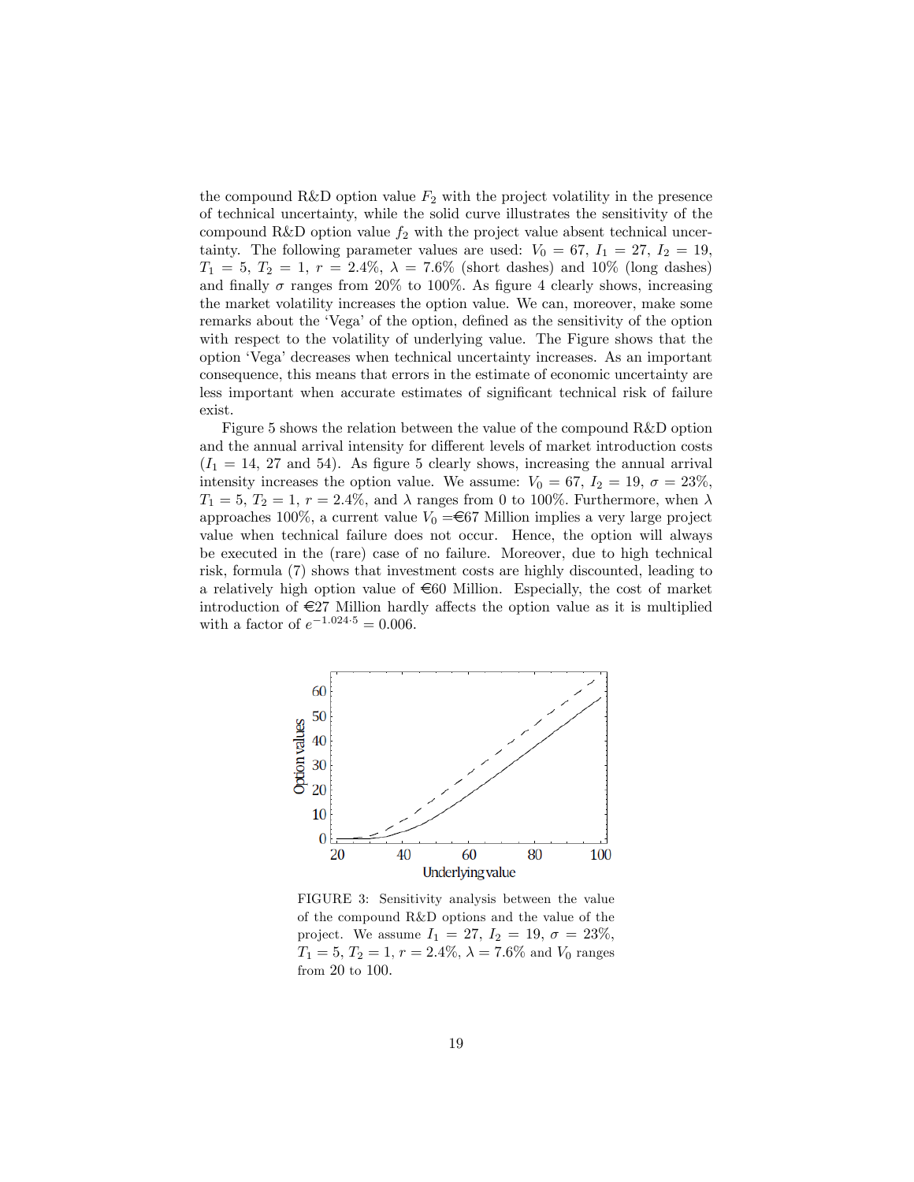the compound R&D option value $F_2$ with the project volatility in the presence of technical uncertainty, while the solid curve illustrates the sensitivity of the compound R&D option value $f_2$ with the project value absent technical uncertainty. The following parameter values are used: $V_0 = 67$, $I_1 = 27$, $I_2 = 19$, $T_1 = 5$, $T_2 = 1$, $r = 2.4\%$, $\lambda = 7.6\%$ (short dashes) and 10% (long dashes) and finally $\sigma$ ranges from 20% to 100%. As figure 4 clearly shows, increasing the market volatility increases the option value. We can, moreover, make some remarks about the 'Vega' of the option, defined as the sensitivity of the option with respect to the volatility of underlying value. The Figure shows that the option 'Vega' decreases when technical uncertainty increases. As an important consequence, this means that errors in the estimate of economic uncertainty are less important when accurate estimates of significant technical risk of failure exist.

Figure 5 shows the relation between the value of the compound R&D option and the annual arrival intensity for different levels of market introduction costs ($I_1 = 14$, 27 and 54). As figure 5 clearly shows, increasing the annual arrival intensity increases the option value. We assume: $V_0 = 67$, $I_2 = 19$, $\sigma = 23\%$, $T_1 = 5$, $T_2 = 1$, $r = 2.4\%$, and $\lambda$ ranges from 0 to 100%. Furthermore, when $\lambda$ approaches 100%, a current value $V_0 =$€67 Million implies a very large project value when technical failure does not occur. Hence, the option will always be executed in the (rare) case of no failure. Moreover, due to high technical risk, formula (7) shows that investment costs are highly discounted, leading to a relatively high option value of €60 Million. Especially, the cost of market introduction of €27 Million hardly affects the option value as it is multiplied with a factor of $e^{-1.024 \cdot 5} = 0.006$.

FIGURE 3: Sensitivity analysis between the value of the compound R&D options and the value of the project. We assume $I_1 = 27$, $I_2 = 19$, $\sigma = 23\%$, $T_1 = 5$, $T_2 = 1$, $r = 2.4\%$, $\lambda = 7.6\%$ and $V_0$ ranges from 20 to 100.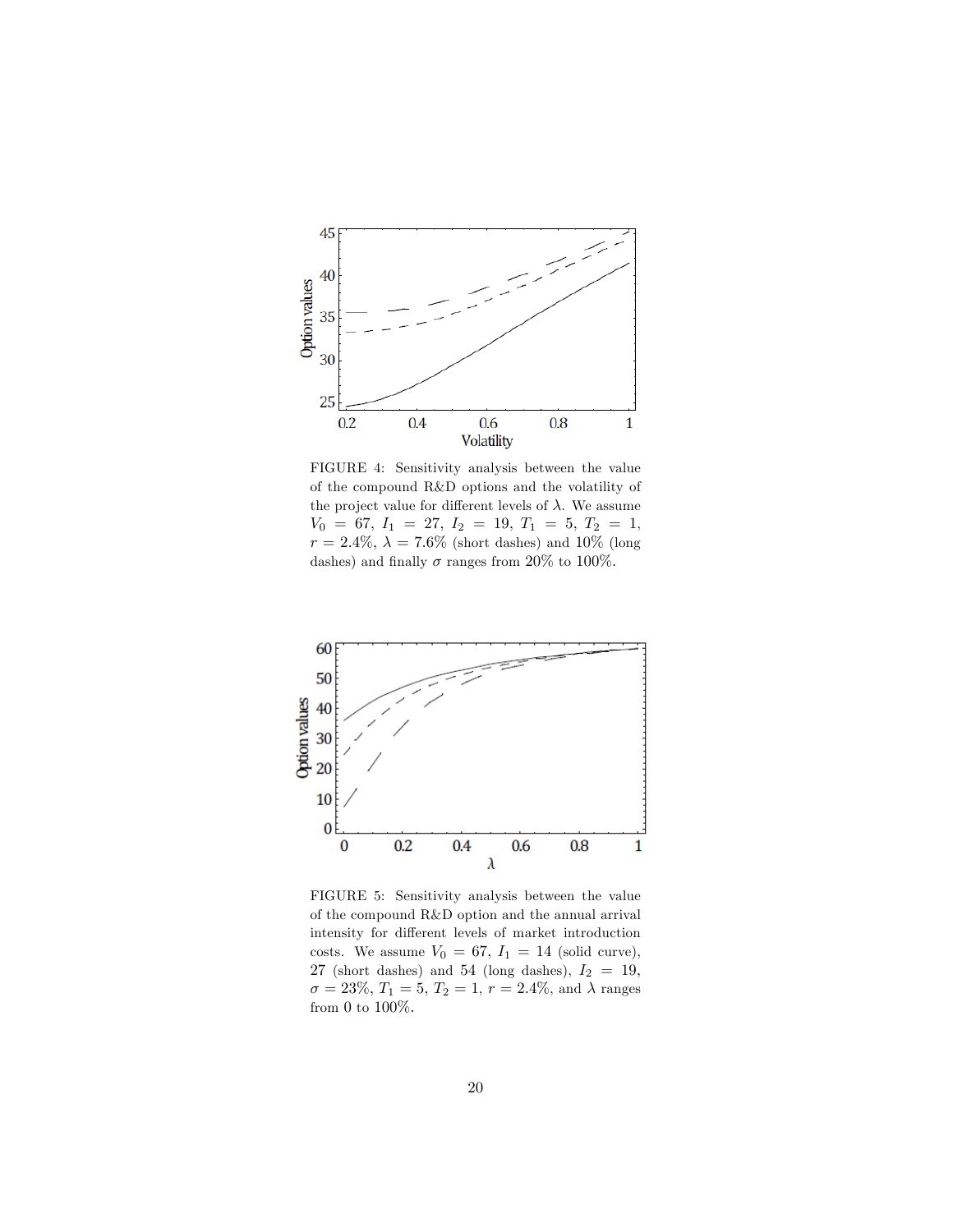FIGURE 4: Sensitivity analysis between the value of the compound R&D options and the volatility of the project value for different levels of $\lambda$. We assume $V_0 = 67$, $I_1 = 27$, $I_2 = 19$, $T_1 = 5$, $T_2 = 1$, $r = 2.4\%$, $\lambda = 7.6\%$ (short dashes) and 10% (long dashes) and finally $\sigma$ ranges from 20% to 100%.

FIGURE 5: Sensitivity analysis between the value of the compound R&D option and the annual arrival intensity for different levels of market introduction costs. We assume $V_0 = 67$, $I_1 = 14$ (solid curve), 27 (short dashes) and 54 (long dashes), $I_2 = 19$, $\sigma = 23\%$, $T_1 = 5$, $T_2 = 1$, $r = 2.4\%$, and $\lambda$ ranges from 0 to 100%.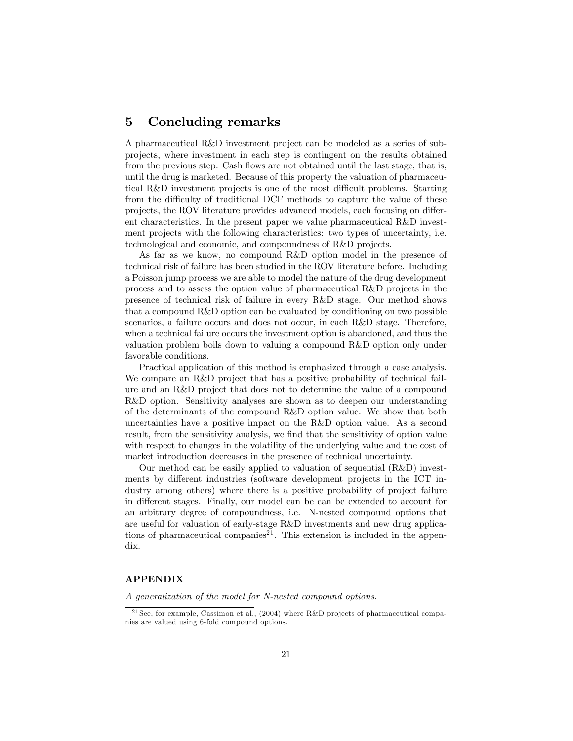## 5 Concluding remarks

A pharmaceutical R&D investment project can be modeled as a series of subprojects, where investment in each step is contingent on the results obtained from the previous step. Cash flows are not obtained until the last stage, that is, until the drug is marketed. Because of this property the valuation of pharmaceutical R&D investment projects is one of the most difficult problems. Starting from the difficulty of traditional DCF methods to capture the value of these projects, the ROV literature provides advanced models, each focusing on different characteristics. In the present paper we value pharmaceutical R&D investment projects with the following characteristics: two types of uncertainty, i.e. technological and economic, and compoundness of R&D projects.

As far as we know, no compound R&D option model in the presence of technical risk of failure has been studied in the ROV literature before. Including a Poisson jump process we are able to model the nature of the drug development process and to assess the option value of pharmaceutical R&D projects in the presence of technical risk of failure in every R&D stage. Our method shows that a compound R&D option can be evaluated by conditioning on two possible scenarios, a failure occurs and does not occur, in each R&D stage. Therefore, when a technical failure occurs the investment option is abandoned, and thus the valuation problem boils down to valuing a compound R&D option only under favorable conditions.

Practical application of this method is emphasized through a case analysis. We compare an R&D project that has a positive probability of technical failure and an R&D project that does not to determine the value of a compound R&D option. Sensitivity analyses are shown as to deepen our understanding of the determinants of the compound R&D option value. We show that both uncertainties have a positive impact on the R&D option value. As a second result, from the sensitivity analysis, we find that the sensitivity of option value with respect to changes in the volatility of the underlying value and the cost of market introduction decreases in the presence of technical uncertainty.

Our method can be easily applied to valuation of sequential (R&D) investments by different industries (software development projects in the ICT industry among others) where there is a positive probability of project failure in different stages. Finally, our model can be can be extended to account for an arbitrary degree of compoundness, i.e. N-nested compound options that are useful for valuation of early-stage R&D investments and new drug applications of pharmaceutical companies[21]. This extension is included in the appendix.

### APPENDIX

*A generalization of the model for N-nested compound options.*

[21] See, for example, Cassimon et al., (2004) where R&D projects of pharmaceutical companies are valued using 6-fold compound options.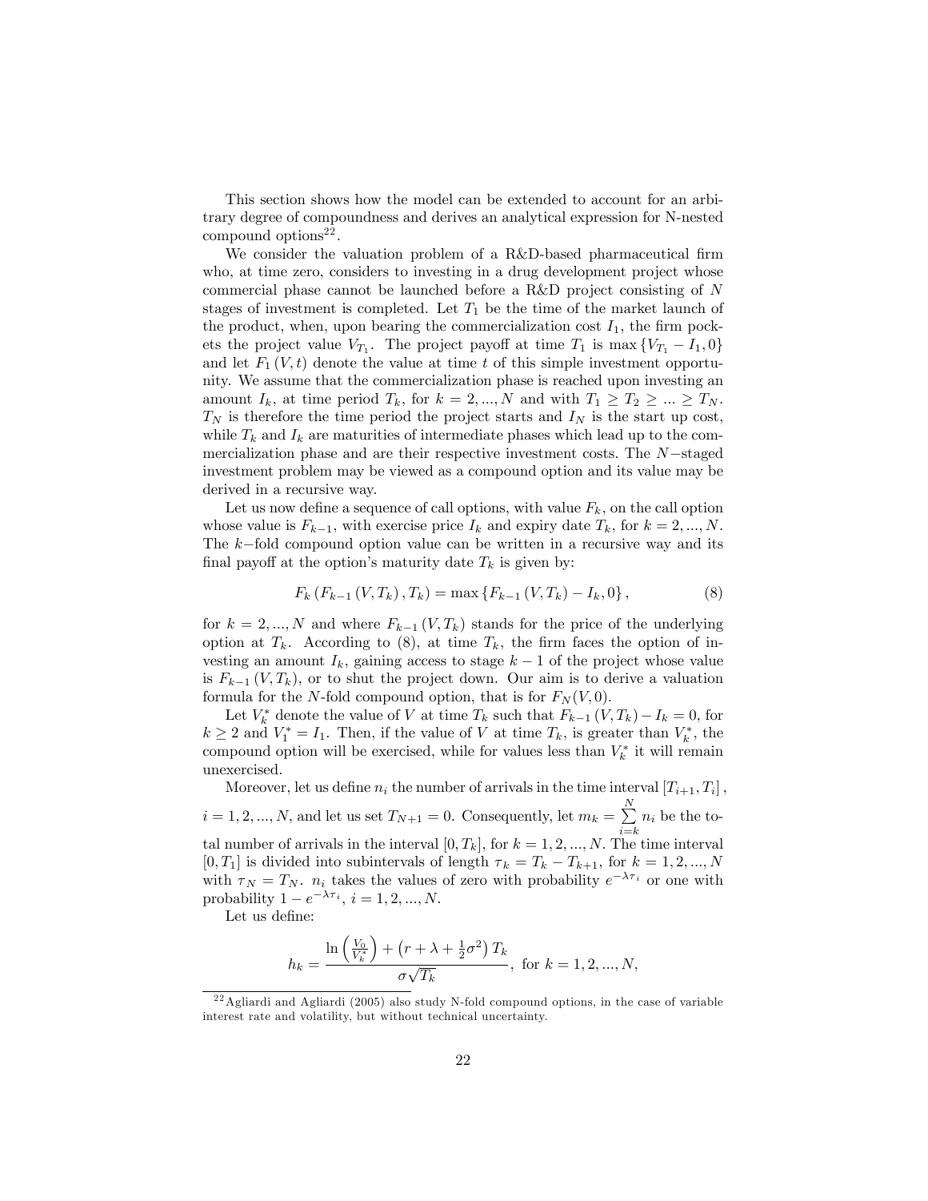This section shows how the model can be extended to account for an arbitrary degree of compoundness and derives an analytical expression for N-nested compound options[22].

We consider the valuation problem of a R&D-based pharmaceutical firm who, at time zero, considers to investing in a drug development project whose commercial phase cannot be launched before a R&D project consisting of $N$ stages of investment is completed. Let $T_1$ be the time of the market launch of the product, when, upon bearing the commercialization cost $I_1$, the firm pockets the project value $V_{T_1}$. The project payoff at time $T_1$ is $\max\{V_{T_1} - I_1, 0\}$ and let $F_1(V, t)$ denote the value at time $t$ of this simple investment opportunity. We assume that the commercialization phase is reached upon investing an amount $I_k$, at time period $T_k$, for $k = 2, ..., N$ and with $T_1 \geq T_2 \geq ... \geq T_N$. $T_N$ is therefore the time period the project starts and $I_N$ is the start up cost, while $T_k$ and $I_k$ are maturities of intermediate phases which lead up to the commercialization phase and are their respective investment costs. The $N-$staged investment problem may be viewed as a compound option and its value may be derived in a recursive way.

Let us now define a sequence of call options, with value $F_k$, on the call option whose value is $F_{k-1}$, with exercise price $I_k$ and expiry date $T_k$, for $k = 2, ..., N$. The $k-$fold compound option value can be written in a recursive way and its final payoff at the option's maturity date $T_k$ is given by:

$$F_k\left(F_{k-1}\left(V, T_k\right), T_k\right) = \max\left\{F_{k-1}\left(V, T_k\right) - I_k, 0\right\}, \tag{8}$$

for $k = 2, ..., N$ and where $F_{k-1}(V, T_k)$ stands for the price of the underlying option at $T_k$. According to (8), at time $T_k$, the firm faces the option of investing an amount $I_k$, gaining access to stage $k-1$ of the project whose value is $F_{k-1}(V, T_k)$, or to shut the project down. Our aim is to derive a valuation formula for the $N$-fold compound option, that is for $F_N(V, 0)$.

Let $V_k^*$ denote the value of $V$ at time $T_k$ such that $F_{k-1}(V, T_k) - I_k = 0$, for $k \geq 2$ and $V_1^* = I_1$. Then, if the value of $V$ at time $T_k$, is greater than $V_k^*$, the compound option will be exercised, while for values less than $V_k^*$ it will remain unexercised.

Moreover, let us define $n_i$ the number of arrivals in the time interval $[T_{i+1}, T_i]$, $i = 1, 2, ..., N$, and let us set $T_{N+1} = 0$. Consequently, let $m_k = \sum_{i=k}^{N} n_i$ be the total number of arrivals in the interval $[0, T_k]$, for $k = 1, 2, ..., N$. The time interval $[0, T_1]$ is divided into subintervals of length $\tau_k = T_k - T_{k+1}$, for $k = 1, 2, ..., N$ with $\tau_N = T_N$. $n_i$ takes the values of zero with probability $e^{-\lambda\tau_i}$ or one with probability $1 - e^{-\lambda\tau_i}$, $i = 1, 2, ..., N$.

Let us define:

$$h_k = \frac{\ln\left(\frac{V_0}{V_k^*}\right) + \left(r + \lambda + \frac{1}{2}\sigma^2\right) T_k}{\sigma\sqrt{T_k}}, \text{ for } k = 1, 2, ..., N,$$

[22] Agliardi and Agliardi (2005) also study N-fold compound options, in the case of variable interest rate and volatility, but without technical uncertainty.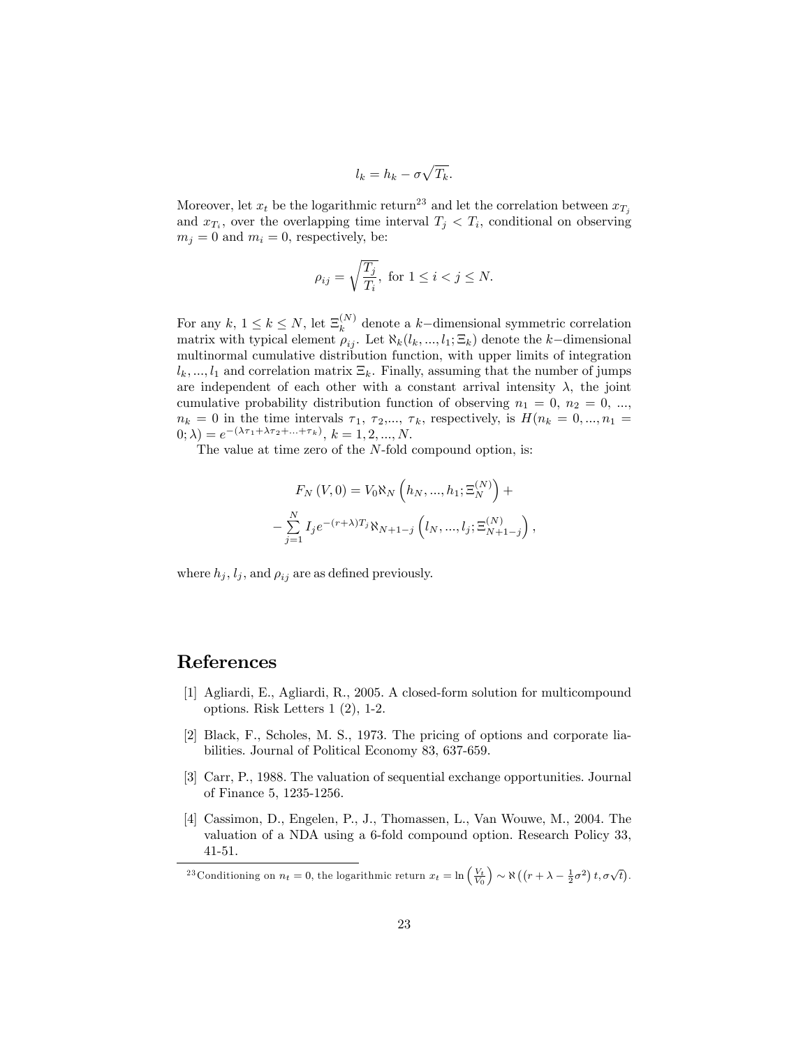$$l_k = h_k - \sigma\sqrt{T_k}.$$

Moreover, let $x_t$ be the logarithmic return[23] and let the correlation between $x_{T_j}$ and $x_{T_i}$, over the overlapping time interval $T_j < T_i$, conditional on observing $m_j = 0$ and $m_i = 0$, respectively, be:

$$\rho_{ij} = \sqrt{\frac{T_j}{T_i}}, \text{ for } 1 \leq i < j \leq N.$$

For any $k$, $1 \leq k \leq N$, let $\Xi_k^{(N)}$ denote a $k-$dimensional symmetric correlation matrix with typical element $\rho_{ij}$. Let $\aleph_k(l_k, ..., l_1; \Xi_k)$ denote the $k-$dimensional multinormal cumulative distribution function, with upper limits of integration $l_k, ..., l_1$ and correlation matrix $\Xi_k$. Finally, assuming that the number of jumps are independent of each other with a constant arrival intensity $\lambda$, the joint cumulative probability distribution function of observing $n_1 = 0$, $n_2 = 0$, ..., $n_k = 0$ in the time intervals $\tau_1$, $\tau_2$,..., $\tau_k$, respectively, is $H(n_k = 0, ..., n_1 = 0; \lambda) = e^{-(\lambda\tau_1 + \lambda\tau_2 + ... + \tau_k)}$, $k = 1, 2, ..., N$.

The value at time zero of the $N$-fold compound option, is:

$$F_N(V, 0) = V_0 \aleph_N\left(h_N, ..., h_1; \Xi_N^{(N)}\right) +$$
$$-\sum_{j=1}^{N} I_j e^{-(r+\lambda)T_j} \aleph_{N+1-j}\left(l_N, ..., l_j; \Xi_{N+1-j}^{(N)}\right),$$

where $h_j$, $l_j$, and $\rho_{ij}$ are as defined previously.

# References

[1] Agliardi, E., Agliardi, R., 2005. A closed-form solution for multicompound options. Risk Letters 1 (2), 1-2.

[2] Black, F., Scholes, M. S., 1973. The pricing of options and corporate liabilities. Journal of Political Economy 83, 637-659.

[3] Carr, P., 1988. The valuation of sequential exchange opportunities. Journal of Finance 5, 1235-1256.

[4] Cassimon, D., Engelen, P., J., Thomassen, L., Van Wouwe, M., 2004. The valuation of a NDA using a 6-fold compound option. Research Policy 33, 41-51.

---

[23] Conditioning on $n_t = 0$, the logarithmic return $x_t = \ln\left(\frac{V_t}{V_0}\right) \sim \aleph\left(\left(r + \lambda - \frac{1}{2}\sigma^2\right)t, \sigma\sqrt{t}\right)$.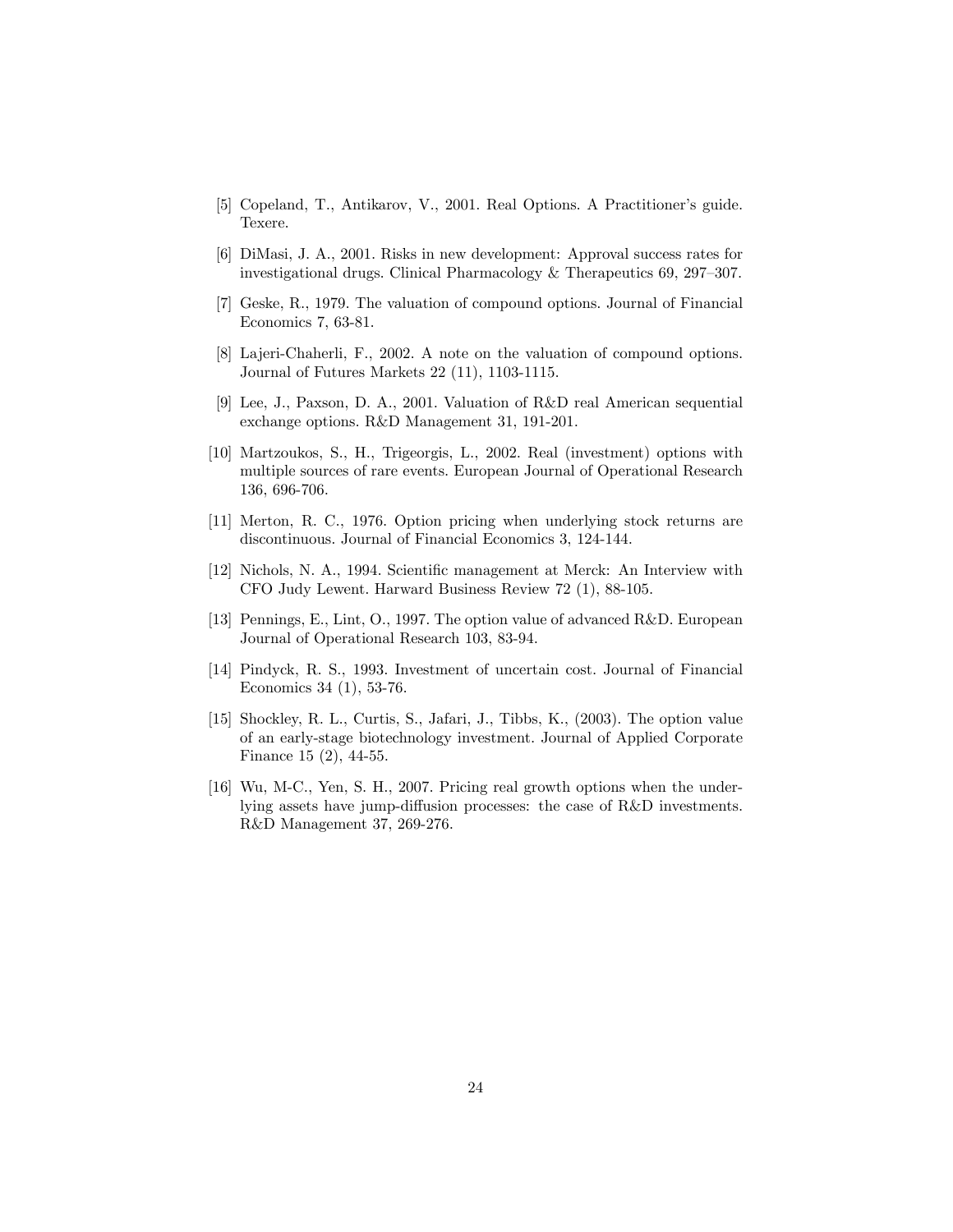[5] Copeland, T., Antikarov, V., 2001. Real Options. A Practitioner's guide. Texere.

[6] DiMasi, J. A., 2001. Risks in new development: Approval success rates for investigational drugs. Clinical Pharmacology & Therapeutics 69, 297–307.

[7] Geske, R., 1979. The valuation of compound options. Journal of Financial Economics 7, 63-81.

[8] Lajeri-Chaherli, F., 2002. A note on the valuation of compound options. Journal of Futures Markets 22 (11), 1103-1115.

[9] Lee, J., Paxson, D. A., 2001. Valuation of R&D real American sequential exchange options. R&D Management 31, 191-201.

[10] Martzoukos, S., H., Trigeorgis, L., 2002. Real (investment) options with multiple sources of rare events. European Journal of Operational Research 136, 696-706.

[11] Merton, R. C., 1976. Option pricing when underlying stock returns are discontinuous. Journal of Financial Economics 3, 124-144.

[12] Nichols, N. A., 1994. Scientific management at Merck: An Interview with CFO Judy Lewent. Harward Business Review 72 (1), 88-105.

[13] Pennings, E., Lint, O., 1997. The option value of advanced R&D. European Journal of Operational Research 103, 83-94.

[14] Pindyck, R. S., 1993. Investment of uncertain cost. Journal of Financial Economics 34 (1), 53-76.

[15] Shockley, R. L., Curtis, S., Jafari, J., Tibbs, K., (2003). The option value of an early-stage biotechnology investment. Journal of Applied Corporate Finance 15 (2), 44-55.

[16] Wu, M-C., Yen, S. H., 2007. Pricing real growth options when the underlying assets have jump-diffusion processes: the case of R&D investments. R&D Management 37, 269-276.